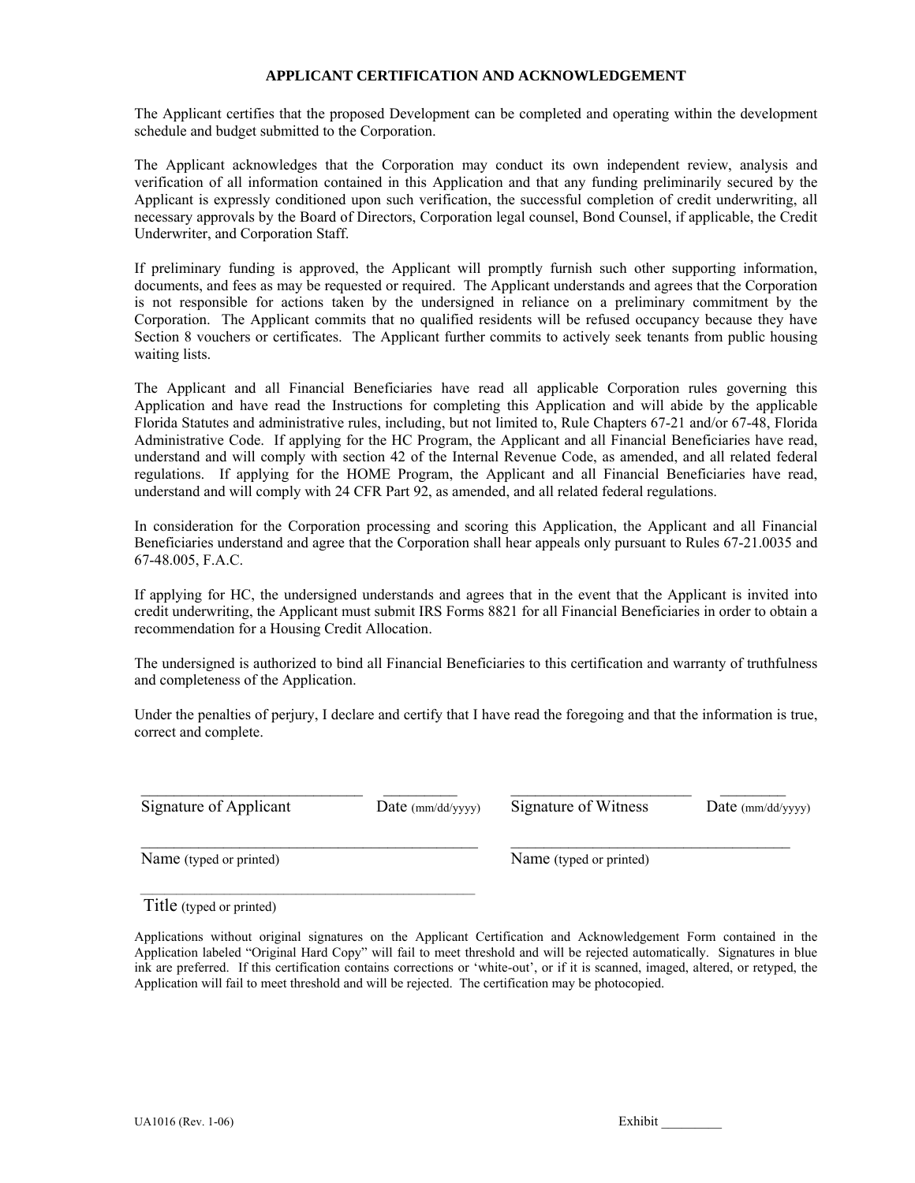## APPLICANT CERTIFICATION AND ACKNOWLEDGEMENT

The Applicant certifies that the proposed Development can be completed and operating within the development schedule and budget submitted to the Corporation.

The Applicant acknowledges that the Corporation may conduct its own independent review, analysis and verification of all information contained in this Application and that any funding preliminarily secured by the Applicant is expressly conditioned upon such verification, the successful completion of credit underwriting, all necessary approvals by the Board of Directors, Corporation legal counsel, Bond Counsel, if applicable, the Credit Underwriter, and Corporation Staff.

If preliminary funding is approved, the Applicant will promptly furnish such other supporting information, documents, and fees as may be requested or required. The Applicant understands and agrees that the Corporation is not responsible for actions taken by the undersigned in reliance on a preliminary commitment by the Corporation. The Applicant commits that no qualified residents will be refused occupancy because they have Section 8 vouchers or certificates. The Applicant further commits to actively seek tenants from public housing waiting lists.

The Applicant and all Financial Beneficiaries have read all applicable Corporation rules governing this Application and have read the Instructions for completing this Application and will abide by the applicable Florida Statutes and administrative rules, including, but not limited to, Rule Chapters 67-21 and/or 67-48, Florida Administrative Code. If applying for the HC Program, the Applicant and all Financial Beneficiaries have read, understand and will comply with section 42 of the Internal Revenue Code, as amended, and all related federal regulations. If applying for the HOME Program, the Applicant and all Financial Beneficiaries have read, understand and will comply with 24 CFR Part 92, as amended, and all related federal regulations.

In consideration for the Corporation processing and scoring this Application, the Applicant and all Financial Beneficiaries understand and agree that the Corporation shall hear appeals only pursuant to Rules 67-21.0035 and 67-48.005, F.A.C.

If applying for HC, the undersigned understands and agrees that in the event that the Applicant is invited into credit underwriting, the Applicant must submit IRS Forms 8821 for all Financial Beneficiaries in order to obtain a recommendation for a Housing Credit Allocation.

The undersigned is authorized to bind all Financial Beneficiaries to this certification and warranty of truthfulness and completeness of the Application.

Under the penalties of perjury, I declare and certify that I have read the foregoing and that the information is true, correct and complete.

\_\_\_\_\_\_\_\_\_\_\_\_\_\_\_\_\_\_\_\_\_\_\_\_\_\_\_\_ \_\_\_\_\_\_\_\_\_\_ \_\_\_\_\_\_\_\_\_\_\_\_\_\_\_\_\_\_\_\_\_\_\_\_ \_\_\_\_\_\_\_\_\_

Signature of Applicant  Date (mm/dd/yyyy)  Signature of Witness  Date (mm/dd/yyyy)

\_\_\_\_\_\_\_\_\_\_\_\_\_\_\_\_\_\_\_\_\_\_\_\_\_\_\_\_\_\_\_\_\_\_\_\_\_\_\_\_\_\_\_ \_\_\_\_\_\_\_\_\_\_\_\_\_\_\_\_\_\_\_\_\_\_\_\_\_\_\_\_\_\_\_\_\_\_\_\_\_

Name (typed or printed)  Name (typed or printed)

\_\_\_\_\_\_\_\_\_\_\_\_\_\_\_\_\_\_\_\_\_\_\_\_\_\_\_\_\_\_\_\_\_\_\_\_\_\_\_\_\_\_\_

Title (typed or printed)

Applications without original signatures on the Applicant Certification and Acknowledgement Form contained in the Application labeled "Original Hard Copy" will fail to meet threshold and will be rejected automatically. Signatures in blue ink are preferred. If this certification contains corrections or 'white-out', or if it is scanned, imaged, altered, or retyped, the Application will fail to meet threshold and will be rejected. The certification may be photocopied.

UA1016 (Rev. 1-06)  Exhibit \_\_\_\_\_\_\_\_\_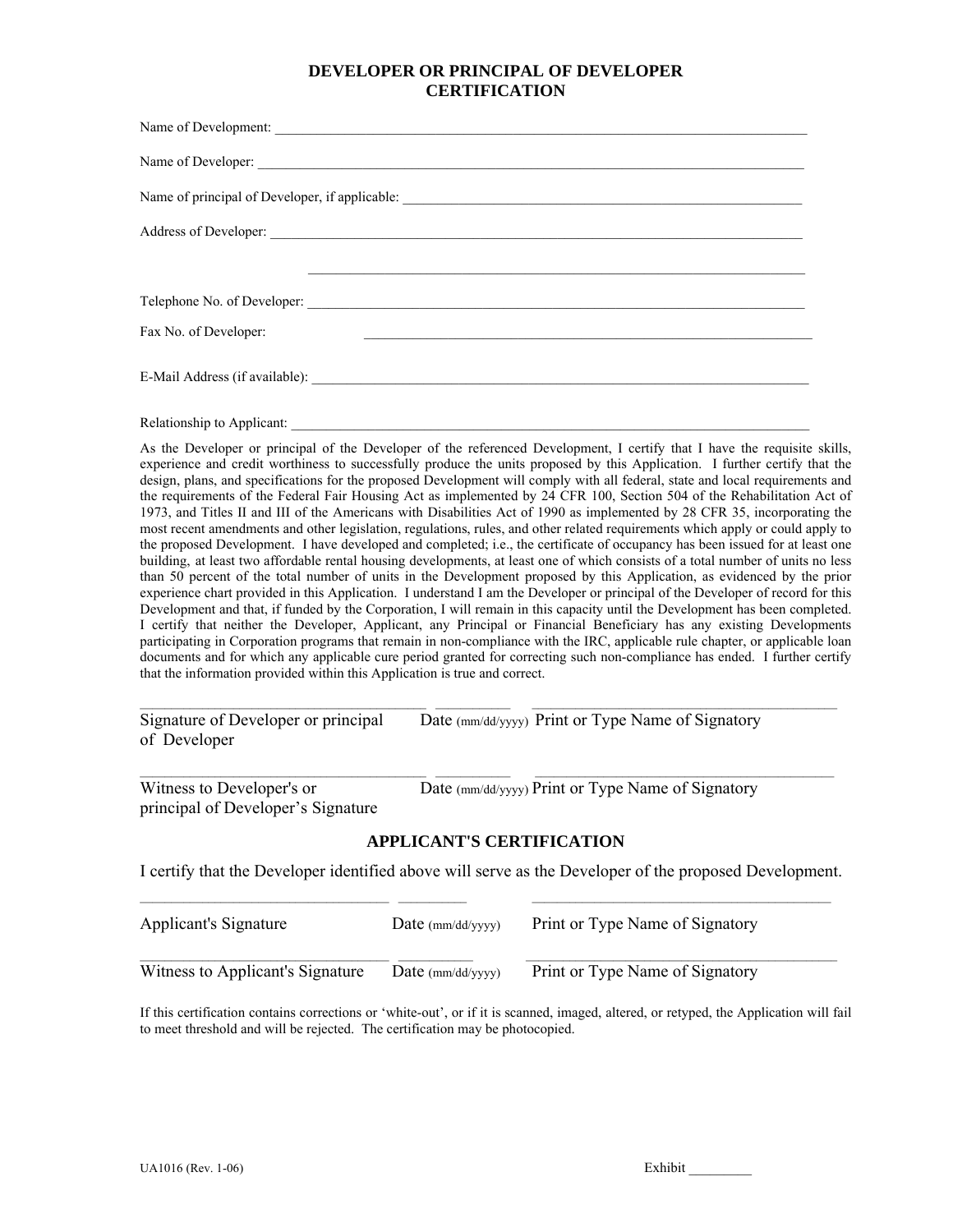# DEVELOPER OR PRINCIPAL OF DEVELOPER CERTIFICATION

Name of Development: ______________________________________________________________________________

Name of Developer: ________________________________________________________________________________

Name of principal of Developer, if applicable: _________________________________________________________

Address of Developer: ______________________________________________________________________________

______________________________________________________________________________

Telephone No. of Developer: _________________________________________________________________________

Fax No. of Developer: _______________________________________________________________________

E-Mail Address (if available): ________________________________________________________________________

Relationship to Applicant: ___________________________________________________________________________

As the Developer or principal of the Developer of the referenced Development, I certify that I have the requisite skills, experience and credit worthiness to successfully produce the units proposed by this Application. I further certify that the design, plans, and specifications for the proposed Development will comply with all federal, state and local requirements and the requirements of the Federal Fair Housing Act as implemented by 24 CFR 100, Section 504 of the Rehabilitation Act of 1973, and Titles II and III of the Americans with Disabilities Act of 1990 as implemented by 28 CFR 35, incorporating the most recent amendments and other legislation, regulations, rules, and other related requirements which apply or could apply to the proposed Development. I have developed and completed; i.e., the certificate of occupancy has been issued for at least one building, at least two affordable rental housing developments, at least one of which consists of a total number of units no less than 50 percent of the total number of units in the Development proposed by this Application, as evidenced by the prior experience chart provided in this Application. I understand I am the Developer or principal of the Developer of record for this Development and that, if funded by the Corporation, I will remain in this capacity until the Development has been completed. I certify that neither the Developer, Applicant, any Principal or Financial Beneficiary has any existing Developments participating in Corporation programs that remain in non-compliance with the IRC, applicable rule chapter, or applicable loan documents and for which any applicable cure period granted for correcting such non-compliance has ended. I further certify that the information provided within this Application is true and correct.

| ____________________________________ | __________ | ________________________________________ |
|---|---|---|
| Signature of Developer or principal of Developer | Date (mm/dd/yyyy) | Print or Type Name of Signatory |

| ____________________________________ | __________ | ________________________________________ |
|---|---|---|
| Witness to Developer's or principal of Developer's Signature | Date (mm/dd/yyyy) | Print or Type Name of Signatory |

## APPLICANT'S CERTIFICATION

I certify that the Developer identified above will serve as the Developer of the proposed Development.

| ______________________________ | _________ | ______________________________________ |
|---|---|---|
| Applicant's Signature | Date (mm/dd/yyyy) | Print or Type Name of Signatory |
| ______________________________ | _________ | ______________________________________ |
| Witness to Applicant's Signature | Date (mm/dd/yyyy) | Print or Type Name of Signatory |

If this certification contains corrections or 'white-out', or if it is scanned, imaged, altered, or retyped, the Application will fail to meet threshold and will be rejected. The certification may be photocopied.

UA1016 (Rev. 1-06)

Exhibit _________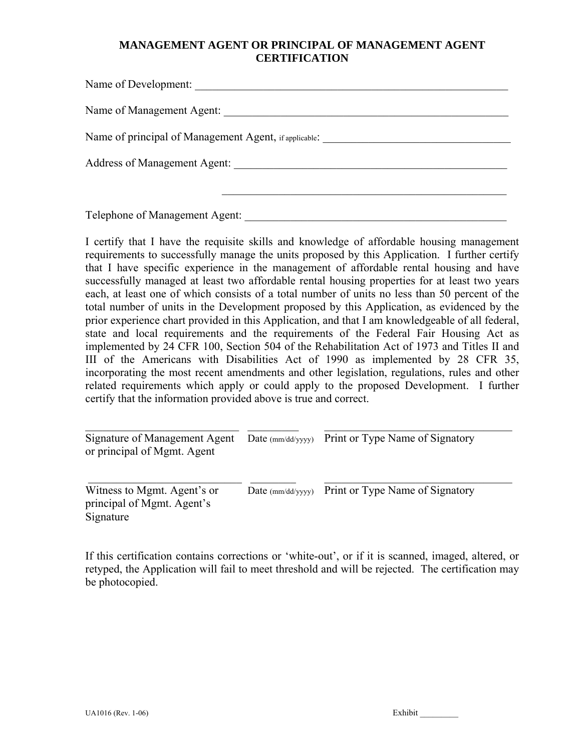# MANAGEMENT AGENT OR PRINCIPAL OF MANAGEMENT AGENT CERTIFICATION

Name of Development: ___________________________________________________________

Name of Management Agent: ______________________________________________________

Name of principal of Management Agent, if applicable: ___________________________________

Address of Management Agent: ____________________________________________________

______________________________________________________

Telephone of Management Agent: __________________________________________________

I certify that I have the requisite skills and knowledge of affordable housing management requirements to successfully manage the units proposed by this Application. I further certify that I have specific experience in the management of affordable rental housing and have successfully managed at least two affordable rental housing properties for at least two years each, at least one of which consists of a total number of units no less than 50 percent of the total number of units in the Development proposed by this Application, as evidenced by the prior experience chart provided in this Application, and that I am knowledgeable of all federal, state and local requirements and the requirements of the Federal Fair Housing Act as implemented by 24 CFR 100, Section 504 of the Rehabilitation Act of 1973 and Titles II and III of the Americans with Disabilities Act of 1990 as implemented by 28 CFR 35, incorporating the most recent amendments and other legislation, regulations, rules and other related requirements which apply or could apply to the proposed Development. I further certify that the information provided above is true and correct.

| ____________________________ | __________ | ____________________________________ |
|---|---|---|
| Signature of Management Agent or principal of Mgmt. Agent | Date (mm/dd/yyyy) | Print or Type Name of Signatory |

| ____________________________ | __________ | ____________________________________ |
|---|---|---|
| Witness to Mgmt. Agent's or principal of Mgmt. Agent's Signature | Date (mm/dd/yyyy) | Print or Type Name of Signatory |

If this certification contains corrections or 'white-out', or if it is scanned, imaged, altered, or retyped, the Application will fail to meet threshold and will be rejected. The certification may be photocopied.

UA1016 (Rev. 1-06) Exhibit _________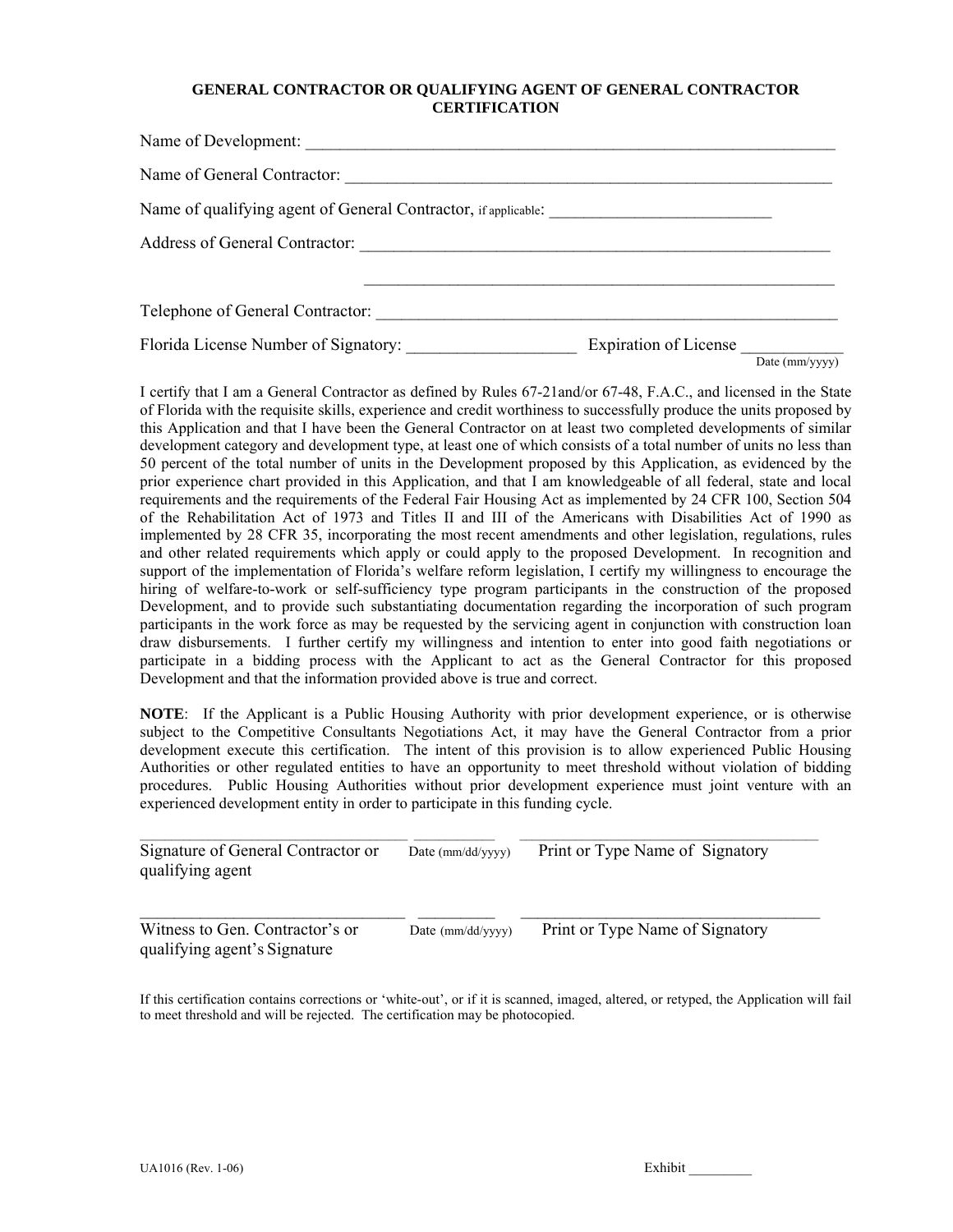# GENERAL CONTRACTOR OR QUALIFYING AGENT OF GENERAL CONTRACTOR CERTIFICATION

Name of Development: ______________________________________________________________

Name of General Contractor: _________________________________________________________

Name of qualifying agent of General Contractor, if applicable: __________________________

Address of General Contractor: ______________________________________________________

______________________________________________________

Telephone of General Contractor: ____________________________________________________

Florida License Number of Signatory: ___________________ Expiration of License ___________
Date (mm/yyyy)

I certify that I am a General Contractor as defined by Rules 67-21and/or 67-48, F.A.C., and licensed in the State of Florida with the requisite skills, experience and credit worthiness to successfully produce the units proposed by this Application and that I have been the General Contractor on at least two completed developments of similar development category and development type, at least one of which consists of a total number of units no less than 50 percent of the total number of units in the Development proposed by this Application, as evidenced by the prior experience chart provided in this Application, and that I am knowledgeable of all federal, state and local requirements and the requirements of the Federal Fair Housing Act as implemented by 24 CFR 100, Section 504 of the Rehabilitation Act of 1973 and Titles II and III of the Americans with Disabilities Act of 1990 as implemented by 28 CFR 35, incorporating the most recent amendments and other legislation, regulations, rules and other related requirements which apply or could apply to the proposed Development. In recognition and support of the implementation of Florida's welfare reform legislation, I certify my willingness to encourage the hiring of welfare-to-work or self-sufficiency type program participants in the construction of the proposed Development, and to provide such substantiating documentation regarding the incorporation of such program participants in the work force as may be requested by the servicing agent in conjunction with construction loan draw disbursements. I further certify my willingness and intention to enter into good faith negotiations or participate in a bidding process with the Applicant to act as the General Contractor for this proposed Development and that the information provided above is true and correct.

**NOTE**: If the Applicant is a Public Housing Authority with prior development experience, or is otherwise subject to the Competitive Consultants Negotiations Act, it may have the General Contractor from a prior development execute this certification. The intent of this provision is to allow experienced Public Housing Authorities or other regulated entities to have an opportunity to meet threshold without violation of bidding procedures. Public Housing Authorities without prior development experience must joint venture with an experienced development entity in order to participate in this funding cycle.

_______________________________ __________ ___________________________________
Signature of General Contractor or qualifying agent — Date (mm/dd/yyyy) — Print or Type Name of Signatory

_______________________________ __________ ___________________________________
Witness to Gen. Contractor's or qualifying agent's Signature — Date (mm/dd/yyyy) — Print or Type Name of Signatory

If this certification contains corrections or 'white-out', or if it is scanned, imaged, altered, or retyped, the Application will fail to meet threshold and will be rejected. The certification may be photocopied.

UA1016 (Rev. 1-06) Exhibit _________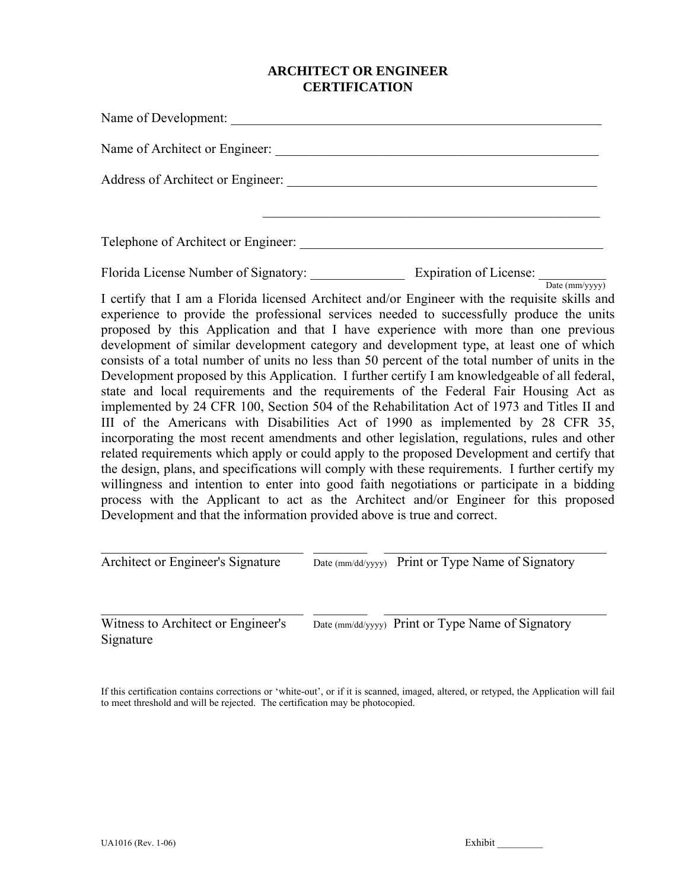# ARCHITECT OR ENGINEER CERTIFICATION

Name of Development: ___________________________________________________________

Name of Architect or Engineer: __________________________________________________

Address of Architect or Engineer: ________________________________________________

_____________________________________________________

Telephone of Architect or Engineer: ______________________________________________

Florida License Number of Signatory: ______________ Expiration of License: __________
Date (mm/yyyy)

I certify that I am a Florida licensed Architect and/or Engineer with the requisite skills and experience to provide the professional services needed to successfully produce the units proposed by this Application and that I have experience with more than one previous development of similar development category and development type, at least one of which consists of a total number of units no less than 50 percent of the total number of units in the Development proposed by this Application. I further certify I am knowledgeable of all federal, state and local requirements and the requirements of the Federal Fair Housing Act as implemented by 24 CFR 100, Section 504 of the Rehabilitation Act of 1973 and Titles II and III of the Americans with Disabilities Act of 1990 as implemented by 28 CFR 35, incorporating the most recent amendments and other legislation, regulations, rules and other related requirements which apply or could apply to the proposed Development and certify that the design, plans, and specifications will comply with these requirements. I further certify my willingness and intention to enter into good faith negotiations or participate in a bidding process with the Applicant to act as the Architect and/or Engineer for this proposed Development and that the information provided above is true and correct.

______________________________ ________ ________________________________
Architect or Engineer's Signature | Date (mm/dd/yyyy) | Print or Type Name of Signatory

______________________________ ________ ________________________________
Witness to Architect or Engineer's Signature | Date (mm/dd/yyyy) | Print or Type Name of Signatory

If this certification contains corrections or 'white-out', or if it is scanned, imaged, altered, or retyped, the Application will fail to meet threshold and will be rejected. The certification may be photocopied.

UA1016 (Rev. 1-06) Exhibit _________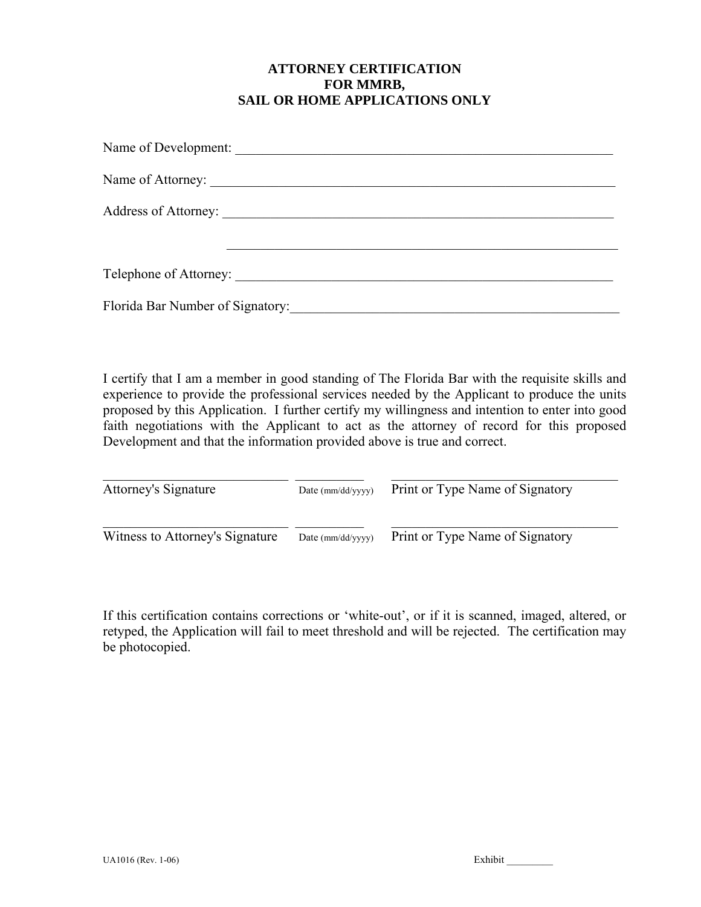# ATTORNEY CERTIFICATION FOR MMRB, SAIL OR HOME APPLICATIONS ONLY

Name of Development: ___________________________________________________________

Name of Attorney: ______________________________________________________________

Address of Attorney: ____________________________________________________________

____________________________________________________________

Telephone of Attorney: ___________________________________________________________

Florida Bar Number of Signatory: _________________________________________________

I certify that I am a member in good standing of The Florida Bar with the requisite skills and experience to provide the professional services needed by the Applicant to produce the units proposed by this Application. I further certify my willingness and intention to enter into good faith negotiations with the Applicant to act as the attorney of record for this proposed Development and that the information provided above is true and correct.

| ____________________________ | __________ | __________________________________ |
|---|---|---|
| Attorney's Signature | Date (mm/dd/yyyy) | Print or Type Name of Signatory |
| ____________________________ | __________ | __________________________________ |
| Witness to Attorney's Signature | Date (mm/dd/yyyy) | Print or Type Name of Signatory |

If this certification contains corrections or 'white-out', or if it is scanned, imaged, altered, or retyped, the Application will fail to meet threshold and will be rejected. The certification may be photocopied.

UA1016 (Rev. 1-06)

Exhibit _________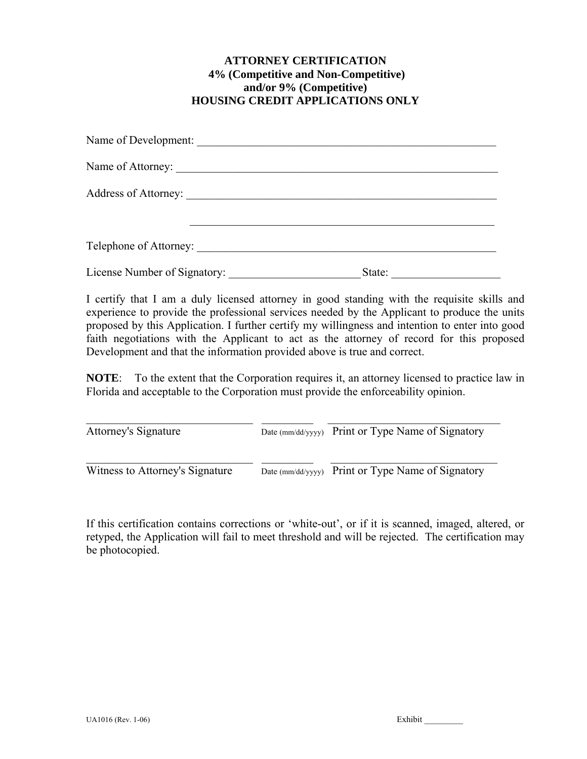# ATTORNEY CERTIFICATION
# 4% (Competitive and Non-Competitive) and/or 9% (Competitive)
# HOUSING CREDIT APPLICATIONS ONLY

Name of Development: _______________________________________________________

Name of Attorney: __________________________________________________________

Address of Attorney: ________________________________________________________

_______________________________________________________

Telephone of Attorney: ______________________________________________________

License Number of Signatory: _______________________ State: ___________________

I certify that I am a duly licensed attorney in good standing with the requisite skills and experience to provide the professional services needed by the Applicant to produce the units proposed by this Application. I further certify my willingness and intention to enter into good faith negotiations with the Applicant to act as the attorney of record for this proposed Development and that the information provided above is true and correct.

**NOTE**: To the extent that the Corporation requires it, an attorney licensed to practice law in Florida and acceptable to the Corporation must provide the enforceability opinion.

| ______________________________ | _________ | ______________________________ |
|---|---|---|
| Attorney's Signature | Date (mm/dd/yyyy) | Print or Type Name of Signatory |
| ______________________________ | _________ | ______________________________ |
| Witness to Attorney's Signature | Date (mm/dd/yyyy) | Print or Type Name of Signatory |

If this certification contains corrections or 'white-out', or if it is scanned, imaged, altered, or retyped, the Application will fail to meet threshold and will be rejected. The certification may be photocopied.

UA1016 (Rev. 1-06) Exhibit _________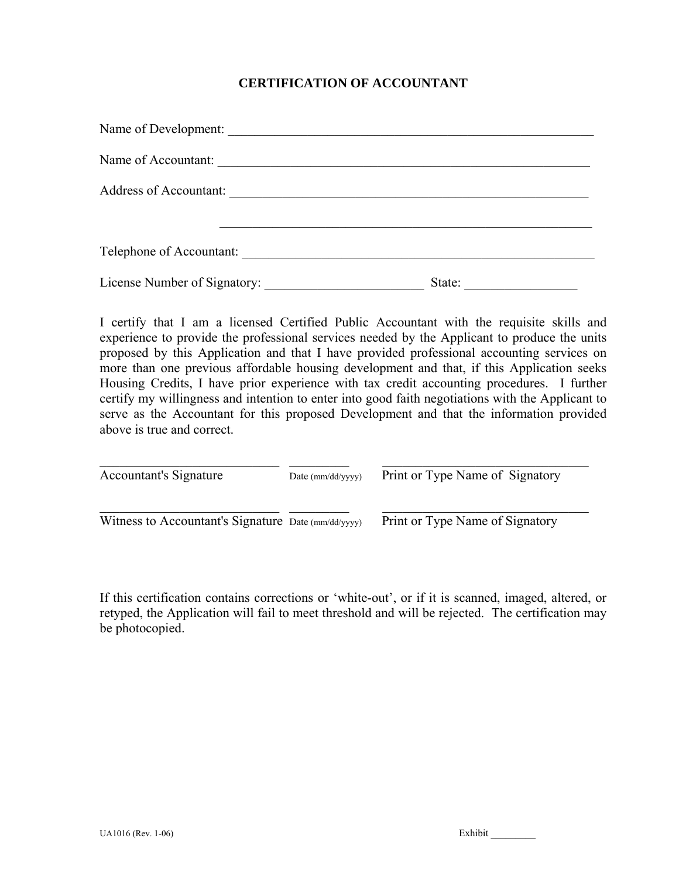# CERTIFICATION OF ACCOUNTANT

Name of Development: ___________________________________________________________

Name of Accountant: ____________________________________________________________

Address of Accountant: __________________________________________________________

_______________________________________________________________

Telephone of Accountant: ________________________________________________________

License Number of Signatory: ________________________ State: _________________

I certify that I am a licensed Certified Public Accountant with the requisite skills and experience to provide the professional services needed by the Applicant to produce the units proposed by this Application and that I have provided professional accounting services on more than one previous affordable housing development and that, if this Application seeks Housing Credits, I have prior experience with tax credit accounting procedures. I further certify my willingness and intention to enter into good faith negotiations with the Applicant to serve as the Accountant for this proposed Development and that the information provided above is true and correct.

| | | |
|---|---|---|
| ___________________________ | _________ | ________________________________ |
| Accountant's Signature | Date (mm/dd/yyyy) | Print or Type Name of Signatory |
| ___________________________ | _________ | ________________________________ |
| Witness to Accountant's Signature | Date (mm/dd/yyyy) | Print or Type Name of Signatory |

If this certification contains corrections or 'white-out', or if it is scanned, imaged, altered, or retyped, the Application will fail to meet threshold and will be rejected. The certification may be photocopied.

UA1016 (Rev. 1-06) Exhibit _________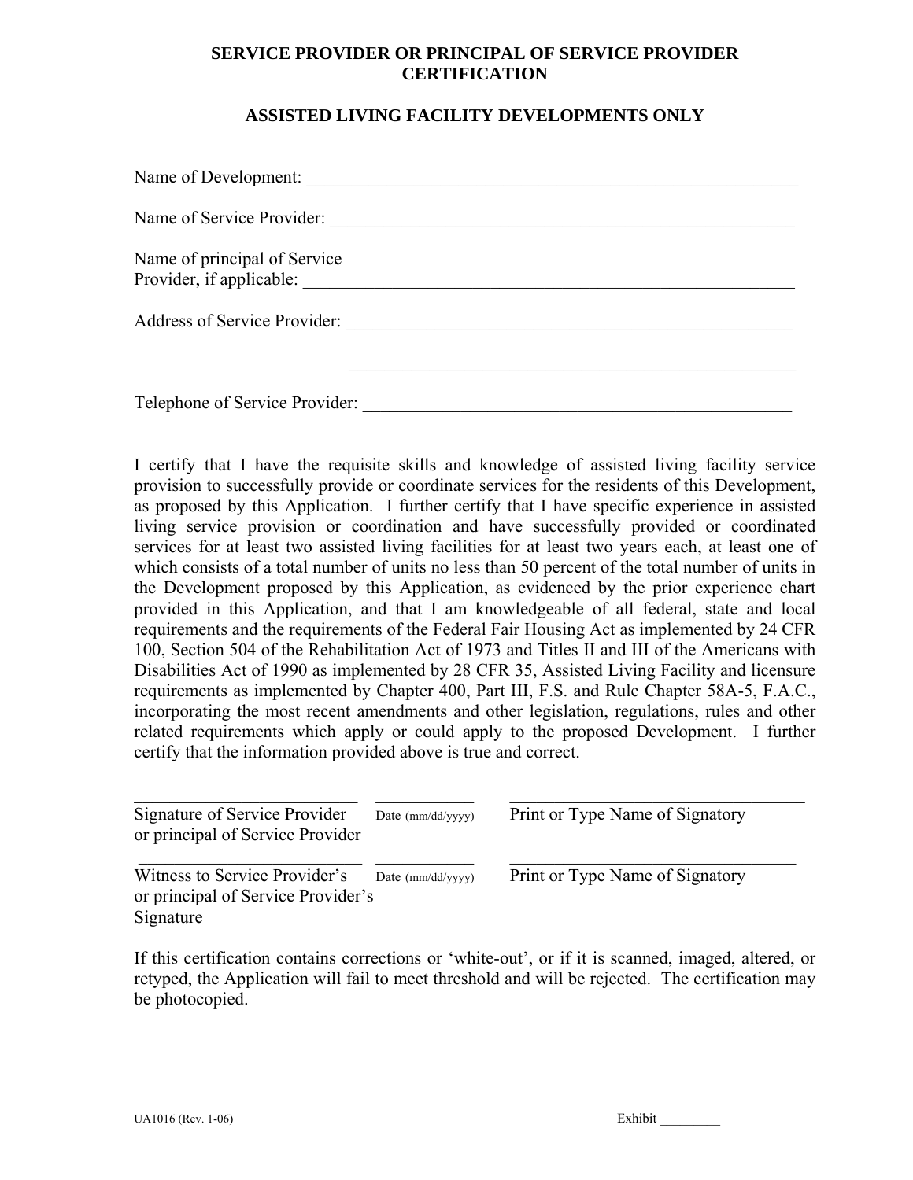## SERVICE PROVIDER OR PRINCIPAL OF SERVICE PROVIDER CERTIFICATION

### ASSISTED LIVING FACILITY DEVELOPMENTS ONLY

Name of Development: \_\_\_\_\_\_\_\_\_\_\_\_\_\_\_\_\_\_\_\_\_\_\_\_\_\_\_\_\_\_\_\_\_\_\_\_\_\_\_\_\_\_\_\_\_\_\_\_\_\_\_\_\_\_\_\_

Name of Service Provider: \_\_\_\_\_\_\_\_\_\_\_\_\_\_\_\_\_\_\_\_\_\_\_\_\_\_\_\_\_\_\_\_\_\_\_\_\_\_\_\_\_\_\_\_\_\_\_\_\_\_\_\_\_

Name of principal of Service
Provider, if applicable: \_\_\_\_\_\_\_\_\_\_\_\_\_\_\_\_\_\_\_\_\_\_\_\_\_\_\_\_\_\_\_\_\_\_\_\_\_\_\_\_\_\_\_\_\_\_\_\_\_\_\_\_\_\_\_\_\_

Address of Service Provider: \_\_\_\_\_\_\_\_\_\_\_\_\_\_\_\_\_\_\_\_\_\_\_\_\_\_\_\_\_\_\_\_\_\_\_\_\_\_\_\_\_\_\_\_\_\_\_\_\_\_\_\_

\_\_\_\_\_\_\_\_\_\_\_\_\_\_\_\_\_\_\_\_\_\_\_\_\_\_\_\_\_\_\_\_\_\_\_\_\_\_\_\_\_\_\_\_\_\_\_\_\_\_\_\_

Telephone of Service Provider: \_\_\_\_\_\_\_\_\_\_\_\_\_\_\_\_\_\_\_\_\_\_\_\_\_\_\_\_\_\_\_\_\_\_\_\_\_\_\_\_\_\_\_\_\_\_\_\_\_\_

I certify that I have the requisite skills and knowledge of assisted living facility service provision to successfully provide or coordinate services for the residents of this Development, as proposed by this Application. I further certify that I have specific experience in assisted living service provision or coordination and have successfully provided or coordinated services for at least two assisted living facilities for at least two years each, at least one of which consists of a total number of units no less than 50 percent of the total number of units in the Development proposed by this Application, as evidenced by the prior experience chart provided in this Application, and that I am knowledgeable of all federal, state and local requirements and the requirements of the Federal Fair Housing Act as implemented by 24 CFR 100, Section 504 of the Rehabilitation Act of 1973 and Titles II and III of the Americans with Disabilities Act of 1990 as implemented by 28 CFR 35, Assisted Living Facility and licensure requirements as implemented by Chapter 400, Part III, F.S. and Rule Chapter 58A-5, F.A.C., incorporating the most recent amendments and other legislation, regulations, rules and other related requirements which apply or could apply to the proposed Development. I further certify that the information provided above is true and correct.

| \_\_\_\_\_\_\_\_\_\_\_\_\_\_\_\_\_\_\_\_\_\_\_\_ | \_\_\_\_\_\_\_\_\_\_ | \_\_\_\_\_\_\_\_\_\_\_\_\_\_\_\_\_\_\_\_\_\_\_\_\_\_\_\_\_\_ |
|---|---|---|
| Signature of Service Provider or principal of Service Provider | Date (mm/dd/yyyy) | Print or Type Name of Signatory |
| \_\_\_\_\_\_\_\_\_\_\_\_\_\_\_\_\_\_\_\_\_\_\_\_ | \_\_\_\_\_\_\_\_\_\_ | \_\_\_\_\_\_\_\_\_\_\_\_\_\_\_\_\_\_\_\_\_\_\_\_\_\_\_\_\_\_ |
| Witness to Service Provider's or principal of Service Provider's Signature | Date (mm/dd/yyyy) | Print or Type Name of Signatory |

If this certification contains corrections or 'white-out', or if it is scanned, imaged, altered, or retyped, the Application will fail to meet threshold and will be rejected. The certification may be photocopied.

UA1016 (Rev. 1-06) Exhibit \_\_\_\_\_\_\_\_\_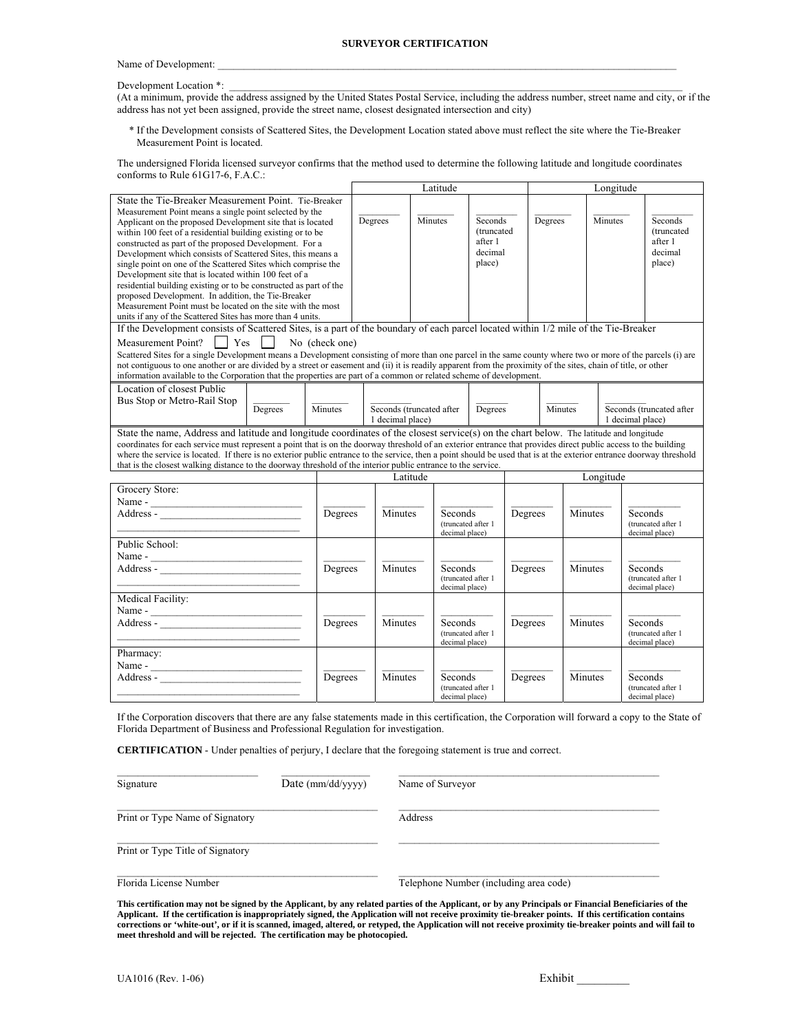# SURVEYOR CERTIFICATION

Name of Development: ___________________________________________________________________________________________

Development Location *: _________________________________________________________________________________________
(At a minimum, provide the address assigned by the United States Postal Service, including the address number, street name and city, or if the address has not yet been assigned, provide the street name, closest designated intersection and city)

\* If the Development consists of Scattered Sites, the Development Location stated above must reflect the site where the Tie-Breaker Measurement Point is located.

The undersigned Florida licensed surveyor confirms that the method used to determine the following latitude and longitude coordinates conforms to Rule 61G17-6, F.A.C.:

| | Latitude | | | Longitude | | |
|---|---|---|---|---|---|---|
| State the Tie-Breaker Measurement Point. Tie-Breaker Measurement Point means a single point selected by the Applicant on the proposed Development site that is located within 100 feet of a residential building existing or to be constructed as part of the proposed Development. For a Development which consists of Scattered Sites, this means a single point on one of the Scattered Sites which comprise the Development site that is located within 100 feet of a residential building existing or to be constructed as part of the proposed Development. In addition, the Tie-Breaker Measurement Point must be located on the site with the most units if any of the Scattered Sites has more than 4 units. | ________ Degrees | ________ Minutes | ________ Seconds (truncated after 1 decimal place) | ________ Degrees | ________ Minutes | ________ Seconds (truncated after 1 decimal place) |

If the Development consists of Scattered Sites, is a part of the boundary of each parcel located within 1/2 mile of the Tie-Breaker Measurement Point? ☐ Yes ☐ No (check one)

Scattered Sites for a single Development means a Development consisting of more than one parcel in the same county where two or more of the parcels (i) are not contiguous to one another or are divided by a street or easement and (ii) it is readily apparent from the proximity of the sites, chain of title, or other information available to the Corporation that the properties are part of a common or related scheme of development.

| Location of closest Public Bus Stop or Metro-Rail Stop | ________ Degrees | ________ Minutes | ________ Seconds (truncated after 1 decimal place) | ________ Degrees | ________ Minutes | ________ Seconds (truncated after 1 decimal place) |
|---|---|---|---|---|---|---|

State the name, Address and latitude and longitude coordinates of the closest service(s) on the chart below. The latitude and longitude coordinates for each service must represent a point that is on the doorway threshold of an exterior entrance that provides direct public access to the building where the service is located. If there is no exterior public entrance to the service, then a point should be used that is at the exterior entrance doorway threshold that is the closest walking distance to the doorway threshold of the interior public entrance to the service.

| | Latitude | | | Longitude | | |
|---|---|---|---|---|---|---|
| Grocery Store:<br>Name - ____________________<br>Address - ____________________<br>____________________ | ________ Degrees | ________ Minutes | ________ Seconds (truncated after 1 decimal place) | ________ Degrees | ________ Minutes | ________ Seconds (truncated after 1 decimal place) |
| Public School:<br>Name - ____________________<br>Address - ____________________<br>____________________ | ________ Degrees | ________ Minutes | ________ Seconds (truncated after 1 decimal place) | ________ Degrees | ________ Minutes | ________ Seconds (truncated after 1 decimal place) |
| Medical Facility:<br>Name - ____________________<br>Address - ____________________<br>____________________ | ________ Degrees | ________ Minutes | ________ Seconds (truncated after 1 decimal place) | ________ Degrees | ________ Minutes | ________ Seconds (truncated after 1 decimal place) |
| Pharmacy:<br>Name - ____________________<br>Address - ____________________<br>____________________ | ________ Degrees | ________ Minutes | ________ Seconds (truncated after 1 decimal place) | ________ Degrees | ________ Minutes | ________ Seconds (truncated after 1 decimal place) |

If the Corporation discovers that there are any false statements made in this certification, the Corporation will forward a copy to the State of Florida Department of Business and Professional Regulation for investigation.

**CERTIFICATION** - Under penalties of perjury, I declare that the foregoing statement is true and correct.

___________________________ Signature &nbsp;&nbsp;&nbsp; _______________ Date (mm/dd/yyyy) &nbsp;&nbsp;&nbsp; _______________________________ Name of Surveyor

___________________________ Print or Type Name of Signatory &nbsp;&nbsp;&nbsp; _______________________________ Address

___________________________ Print or Type Title of Signatory &nbsp;&nbsp;&nbsp; _______________________________

___________________________ Florida License Number &nbsp;&nbsp;&nbsp; _______________________________ Telephone Number (including area code)

**This certification may not be signed by the Applicant, by any related parties of the Applicant, or by any Principals or Financial Beneficiaries of the Applicant. If the certification is inappropriately signed, the Application will not receive proximity tie-breaker points. If this certification contains corrections or 'white-out', or if it is scanned, imaged, altered, or retyped, the Application will not receive proximity tie-breaker points and will fail to meet threshold and will be rejected. The certification may be photocopied.**

UA1016 (Rev. 1-06) &nbsp;&nbsp;&nbsp; Exhibit _________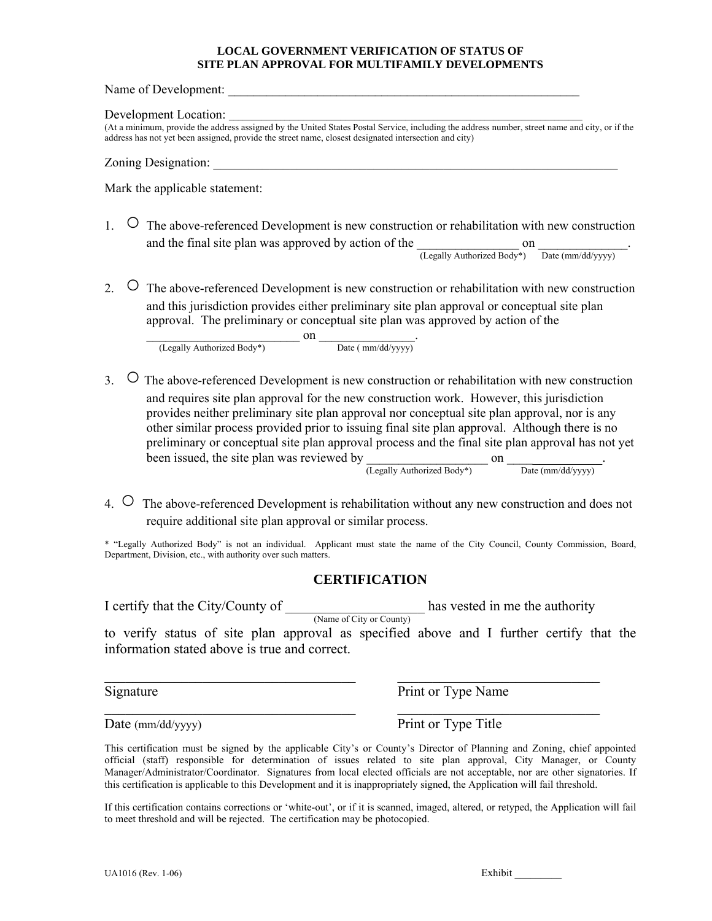# LOCAL GOVERNMENT VERIFICATION OF STATUS OF SITE PLAN APPROVAL FOR MULTIFAMILY DEVELOPMENTS

Name of Development: ___________________________________________________________

Development Location: ___________________________________________________________
(At a minimum, provide the address assigned by the United States Postal Service, including the address number, street name and city, or if the address has not yet been assigned, provide the street name, closest designated intersection and city)

Zoning Designation: ___________________________________________________________

Mark the applicable statement:

1. ○ The above-referenced Development is new construction or rehabilitation with new construction and the final site plan was approved by action of the ________________ on ______________.
   (Legally Authorized Body*) Date (mm/dd/yyyy)

2. ○ The above-referenced Development is new construction or rehabilitation with new construction and this jurisdiction provides either preliminary site plan approval or conceptual site plan approval. The preliminary or conceptual site plan was approved by action of the __________________________ on _______________.
   (Legally Authorized Body*) Date ( mm/dd/yyyy)

3. ○ The above-referenced Development is new construction or rehabilitation with new construction and requires site plan approval for the new construction work. However, this jurisdiction provides neither preliminary site plan approval nor conceptual site plan approval, nor is any other similar process provided prior to issuing final site plan approval. Although there is no preliminary or conceptual site plan approval process and the final site plan approval has not yet been issued, the site plan was reviewed by ___________________ on ______________.
   (Legally Authorized Body*) Date (mm/dd/yyyy)

4. ○ The above-referenced Development is rehabilitation without any new construction and does not require additional site plan approval or similar process.

* "Legally Authorized Body" is not an individual. Applicant must state the name of the City Council, County Commission, Board, Department, Division, etc., with authority over such matters.

## CERTIFICATION

I certify that the City/County of ____________________ has vested in me the authority
(Name of City or County)
to verify status of site plan approval as specified above and I further certify that the information stated above is true and correct.

| ____________________________________ | ______________________________ |
|---|---|
| Signature | Print or Type Name |
| ____________________________________ | ______________________________ |
| Date (mm/dd/yyyy) | Print or Type Title |

This certification must be signed by the applicable City's or County's Director of Planning and Zoning, chief appointed official (staff) responsible for determination of issues related to site plan approval, City Manager, or County Manager/Administrator/Coordinator. Signatures from local elected officials are not acceptable, nor are other signatories. If this certification is applicable to this Development and it is inappropriately signed, the Application will fail threshold.

If this certification contains corrections or 'white-out', or if it is scanned, imaged, altered, or retyped, the Application will fail to meet threshold and will be rejected. The certification may be photocopied.

UA1016 (Rev. 1-06) Exhibit _________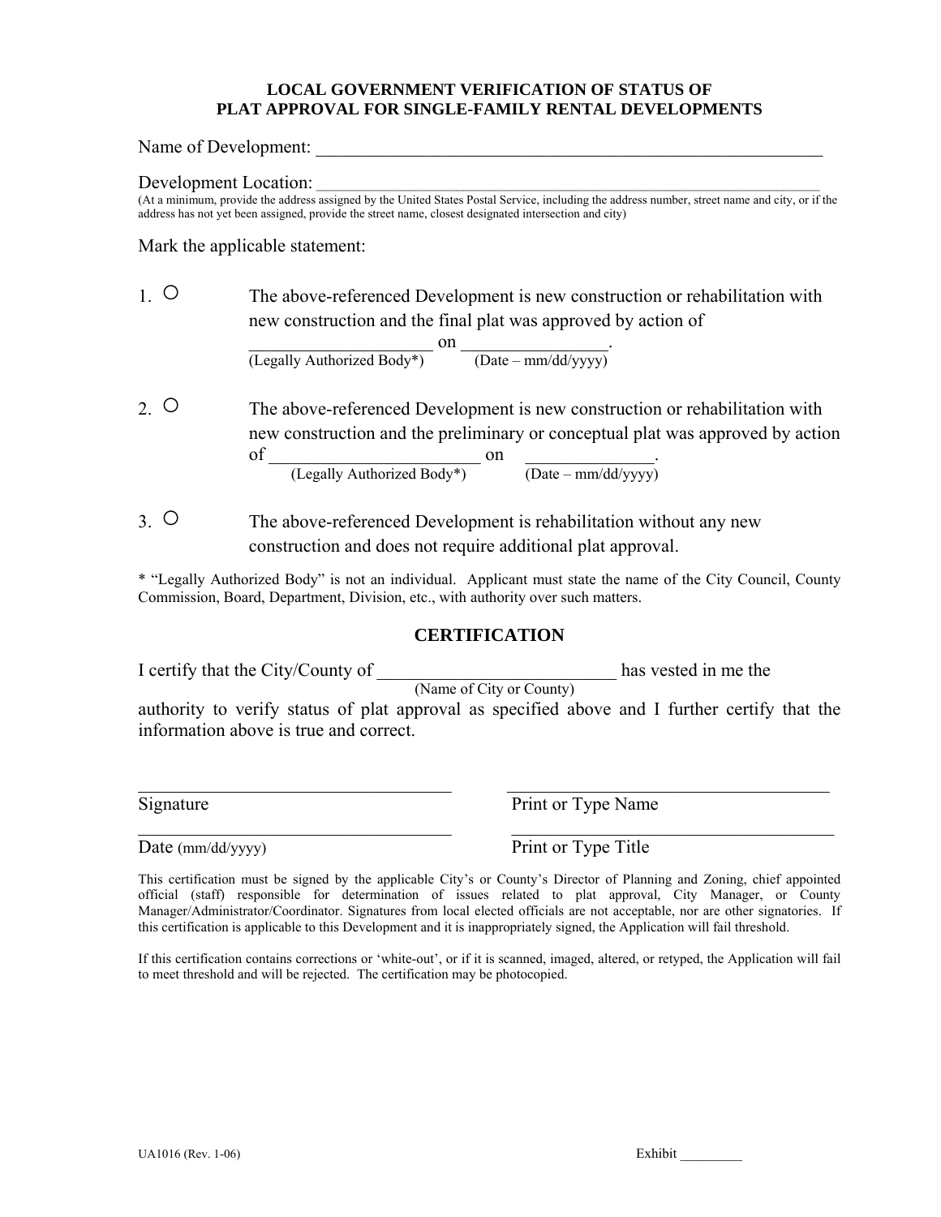**LOCAL GOVERNMENT VERIFICATION OF STATUS OF PLAT APPROVAL FOR SINGLE-FAMILY RENTAL DEVELOPMENTS**

Name of Development: ___________________________________________________________

Development Location: ___________________________________________________________
(At a minimum, provide the address assigned by the United States Postal Service, including the address number, street name and city, or if the address has not yet been assigned, provide the street name, closest designated intersection and city)

Mark the applicable statement:

1. ○ The above-referenced Development is new construction or rehabilitation with new construction and the final plat was approved by action of ____________________ on ________________.
   (Legally Authorized Body*) (Date – mm/dd/yyyy)

2. ○ The above-referenced Development is new construction or rehabilitation with new construction and the preliminary or conceptual plat was approved by action of ________________________ on ______________.
   (Legally Authorized Body*) (Date – mm/dd/yyyy)

3. ○ The above-referenced Development is rehabilitation without any new construction and does not require additional plat approval.

* "Legally Authorized Body" is not an individual. Applicant must state the name of the City Council, County Commission, Board, Department, Division, etc., with authority over such matters.

## CERTIFICATION

I certify that the City/County of __________________________ has vested in me the authority to verify status of plat approval as specified above and I further certify that the information above is true and correct.
(Name of City or County)

_________________________________ _________________________________
Signature Print or Type Name

_________________________________ _________________________________
Date (mm/dd/yyyy) Print or Type Title

This certification must be signed by the applicable City's or County's Director of Planning and Zoning, chief appointed official (staff) responsible for determination of issues related to plat approval, City Manager, or County Manager/Administrator/Coordinator. Signatures from local elected officials are not acceptable, nor are other signatories. If this certification is applicable to this Development and it is inappropriately signed, the Application will fail threshold.

If this certification contains corrections or 'white-out', or if it is scanned, imaged, altered, or retyped, the Application will fail to meet threshold and will be rejected. The certification may be photocopied.

UA1016 (Rev. 1-06) Exhibit _________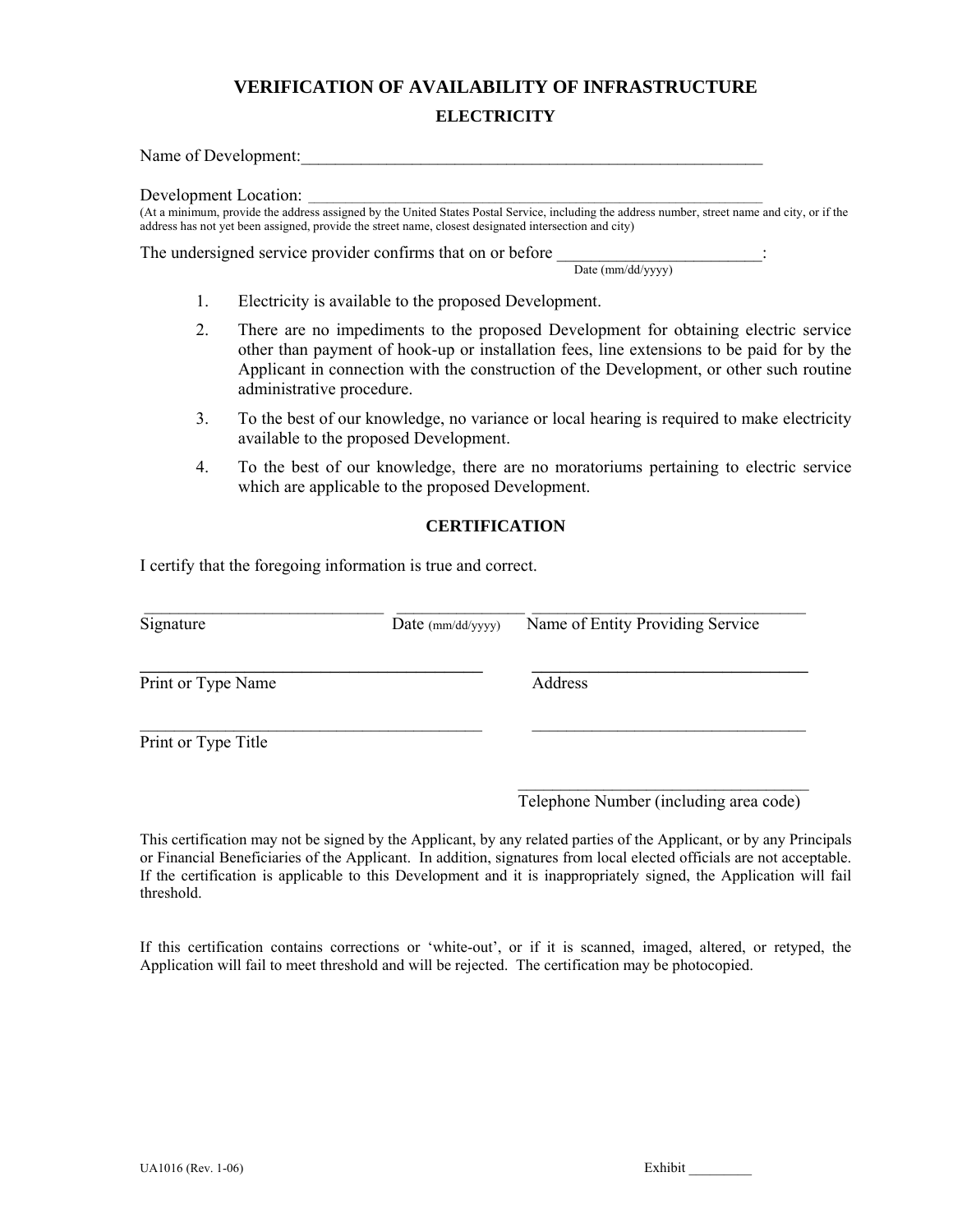# VERIFICATION OF AVAILABILITY OF INFRASTRUCTURE

## ELECTRICITY

Name of Development:_______________________________________________________

Development Location: _______________________________________________________
(At a minimum, provide the address assigned by the United States Postal Service, including the address number, street name and city, or if the address has not yet been assigned, provide the street name, closest designated intersection and city)

The undersigned service provider confirms that on or before ________________________:
Date (mm/dd/yyyy)

1. Electricity is available to the proposed Development.
2. There are no impediments to the proposed Development for obtaining electric service other than payment of hook-up or installation fees, line extensions to be paid for by the Applicant in connection with the construction of the Development, or other such routine administrative procedure.
3. To the best of our knowledge, no variance or local hearing is required to make electricity available to the proposed Development.
4. To the best of our knowledge, there are no moratoriums pertaining to electric service which are applicable to the proposed Development.

### CERTIFICATION

I certify that the foregoing information is true and correct.

____________________________ _______________ ________________________________
Signature Date (mm/dd/yyyy) Name of Entity Providing Service

________________________________________ ________________________________
Print or Type Name Address

________________________________________ ________________________________
Print or Type Title

________________________________
Telephone Number (including area code)

This certification may not be signed by the Applicant, by any related parties of the Applicant, or by any Principals or Financial Beneficiaries of the Applicant. In addition, signatures from local elected officials are not acceptable. If the certification is applicable to this Development and it is inappropriately signed, the Application will fail threshold.

If this certification contains corrections or 'white-out', or if it is scanned, imaged, altered, or retyped, the Application will fail to meet threshold and will be rejected. The certification may be photocopied.

UA1016 (Rev. 1-06) Exhibit _________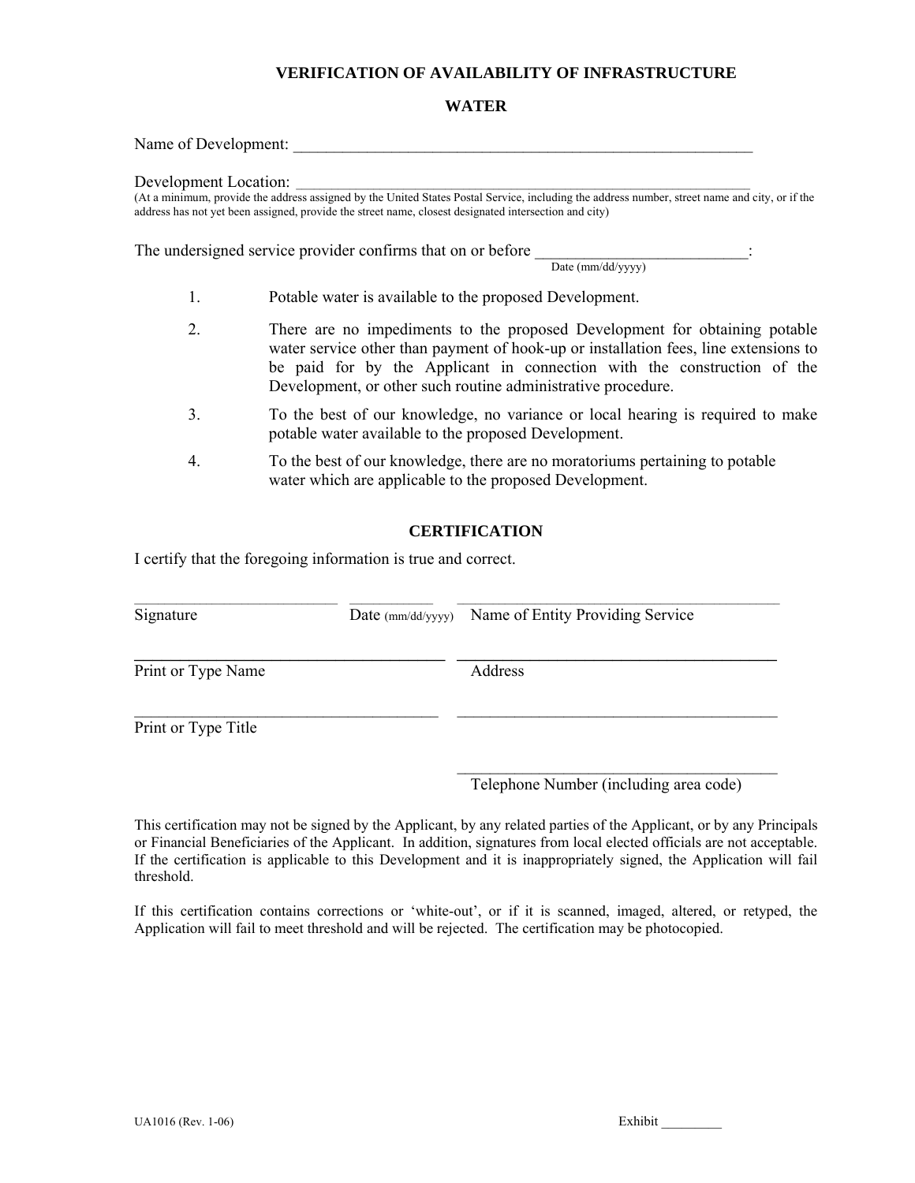# VERIFICATION OF AVAILABILITY OF INFRASTRUCTURE

## WATER

Name of Development: ___________________________________________________________

Development Location: ___________________________________________________________

(At a minimum, provide the address assigned by the United States Postal Service, including the address number, street name and city, or if the address has not yet been assigned, provide the street name, closest designated intersection and city)

The undersigned service provider confirms that on or before __________________________:
Date (mm/dd/yyyy)

1. Potable water is available to the proposed Development.

2. There are no impediments to the proposed Development for obtaining potable water service other than payment of hook-up or installation fees, line extensions to be paid for by the Applicant in connection with the construction of the Development, or other such routine administrative procedure.

3. To the best of our knowledge, no variance or local hearing is required to make potable water available to the proposed Development.

4. To the best of our knowledge, there are no moratoriums pertaining to potable water which are applicable to the proposed Development.

## CERTIFICATION

I certify that the foregoing information is true and correct.

_________________________ __________ ________________________________________
Signature Date (mm/dd/yyyy) Name of Entity Providing Service

______________________________________ ________________________________________
Print or Type Name Address

______________________________________ ________________________________________
Print or Type Title

________________________________________
Telephone Number (including area code)

This certification may not be signed by the Applicant, by any related parties of the Applicant, or by any Principals or Financial Beneficiaries of the Applicant. In addition, signatures from local elected officials are not acceptable. If the certification is applicable to this Development and it is inappropriately signed, the Application will fail threshold.

If this certification contains corrections or 'white-out', or if it is scanned, imaged, altered, or retyped, the Application will fail to meet threshold and will be rejected. The certification may be photocopied.

UA1016 (Rev. 1-06) Exhibit _________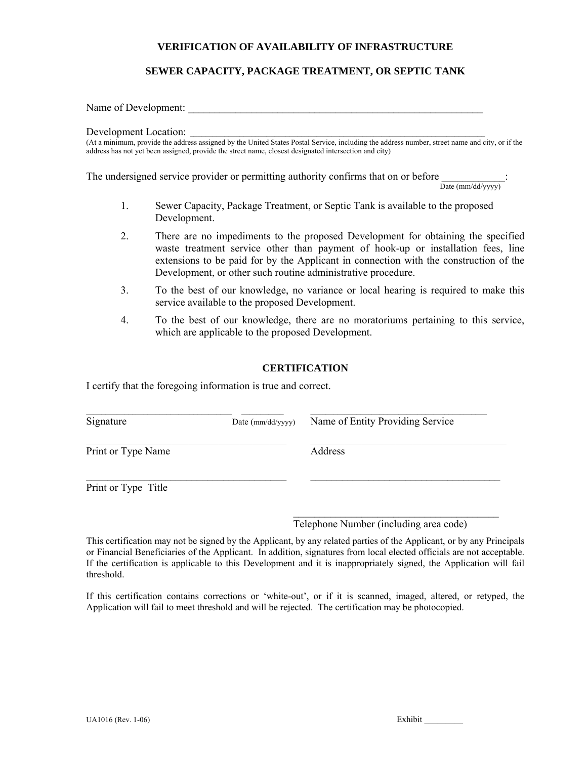# VERIFICATION OF AVAILABILITY OF INFRASTRUCTURE

## SEWER CAPACITY, PACKAGE TREATMENT, OR SEPTIC TANK

Name of Development: \_\_\_\_\_\_\_\_\_\_\_\_\_\_\_\_\_\_\_\_\_\_\_\_\_\_\_\_\_\_\_\_\_\_\_\_\_\_\_\_\_\_\_\_\_\_\_\_\_\_\_\_\_\_\_\_

Development Location: \_\_\_\_\_\_\_\_\_\_\_\_\_\_\_\_\_\_\_\_\_\_\_\_\_\_\_\_\_\_\_\_\_\_\_\_\_\_\_\_\_\_\_\_\_\_\_\_\_\_\_\_\_\_\_\_

(At a minimum, provide the address assigned by the United States Postal Service, including the address number, street name and city, or if the address has not yet been assigned, provide the street name, closest designated intersection and city)

The undersigned service provider or permitting authority confirms that on or before \_\_\_\_\_\_\_\_\_\_\_\_:
Date (mm/dd/yyyy)

1. Sewer Capacity, Package Treatment, or Septic Tank is available to the proposed Development.
2. There are no impediments to the proposed Development for obtaining the specified waste treatment service other than payment of hook-up or installation fees, line extensions to be paid for by the Applicant in connection with the construction of the Development, or other such routine administrative procedure.
3. To the best of our knowledge, no variance or local hearing is required to make this service available to the proposed Development.
4. To the best of our knowledge, there are no moratoriums pertaining to this service, which are applicable to the proposed Development.

## CERTIFICATION

I certify that the foregoing information is true and correct.

\_\_\_\_\_\_\_\_\_\_\_\_\_\_\_\_\_\_\_\_\_\_\_\_\_\_\_\_ \_\_\_\_\_\_\_\_
Signature Date (mm/dd/yyyy)

\_\_\_\_\_\_\_\_\_\_\_\_\_\_\_\_\_\_\_\_\_\_\_\_\_\_\_\_\_\_\_\_\_\_\_\_\_\_
Print or Type Name

\_\_\_\_\_\_\_\_\_\_\_\_\_\_\_\_\_\_\_\_\_\_\_\_\_\_\_\_\_\_\_\_\_\_\_\_\_\_
Print or Type Title

\_\_\_\_\_\_\_\_\_\_\_\_\_\_\_\_\_\_\_\_\_\_\_\_\_\_\_\_\_\_\_\_\_\_\_\_\_\_
Name of Entity Providing Service

\_\_\_\_\_\_\_\_\_\_\_\_\_\_\_\_\_\_\_\_\_\_\_\_\_\_\_\_\_\_\_\_\_\_\_\_\_\_
Address

\_\_\_\_\_\_\_\_\_\_\_\_\_\_\_\_\_\_\_\_\_\_\_\_\_\_\_\_\_\_\_\_\_\_\_\_\_\_

\_\_\_\_\_\_\_\_\_\_\_\_\_\_\_\_\_\_\_\_\_\_\_\_\_\_\_\_\_\_\_\_\_\_\_\_\_\_
Telephone Number (including area code)

This certification may not be signed by the Applicant, by any related parties of the Applicant, or by any Principals or Financial Beneficiaries of the Applicant. In addition, signatures from local elected officials are not acceptable. If the certification is applicable to this Development and it is inappropriately signed, the Application will fail threshold.

If this certification contains corrections or 'white-out', or if it is scanned, imaged, altered, or retyped, the Application will fail to meet threshold and will be rejected. The certification may be photocopied.

UA1016 (Rev. 1-06) Exhibit \_\_\_\_\_\_\_\_\_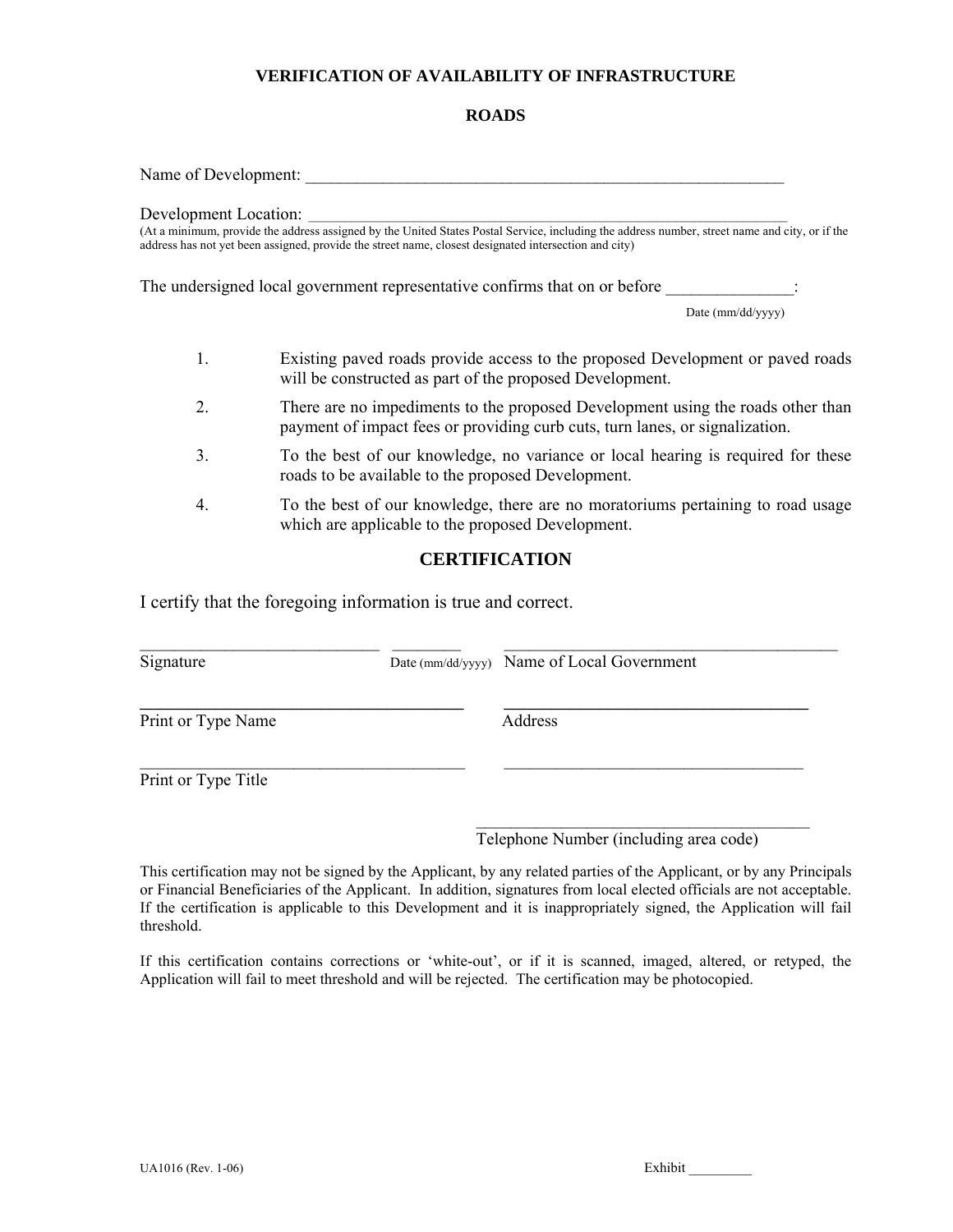## VERIFICATION OF AVAILABILITY OF INFRASTRUCTURE

## ROADS

Name of Development: ___________________________________________________________

Development Location: ___________________________________________________________
(At a minimum, provide the address assigned by the United States Postal Service, including the address number, street name and city, or if the address has not yet been assigned, provide the street name, closest designated intersection and city)

The undersigned local government representative confirms that on or before _______________:
Date (mm/dd/yyyy)

1. Existing paved roads provide access to the proposed Development or paved roads will be constructed as part of the proposed Development.
2. There are no impediments to the proposed Development using the roads other than payment of impact fees or providing curb cuts, turn lanes, or signalization.
3. To the best of our knowledge, no variance or local hearing is required for these roads to be available to the proposed Development.
4. To the best of our knowledge, there are no moratoriums pertaining to road usage which are applicable to the proposed Development.

## CERTIFICATION

I certify that the foregoing information is true and correct.

_____________________________ ________ _________________________________________
Signature Date (mm/dd/yyyy) Name of Local Government

_______________________________________ _____________________________________
Print or Type Name Address

_______________________________________ _____________________________________
Print or Type Title

_________________________________________
Telephone Number (including area code)

This certification may not be signed by the Applicant, by any related parties of the Applicant, or by any Principals or Financial Beneficiaries of the Applicant. In addition, signatures from local elected officials are not acceptable. If the certification is applicable to this Development and it is inappropriately signed, the Application will fail threshold.

If this certification contains corrections or 'white-out', or if it is scanned, imaged, altered, or retyped, the Application will fail to meet threshold and will be rejected. The certification may be photocopied.

UA1016 (Rev. 1-06) Exhibit _________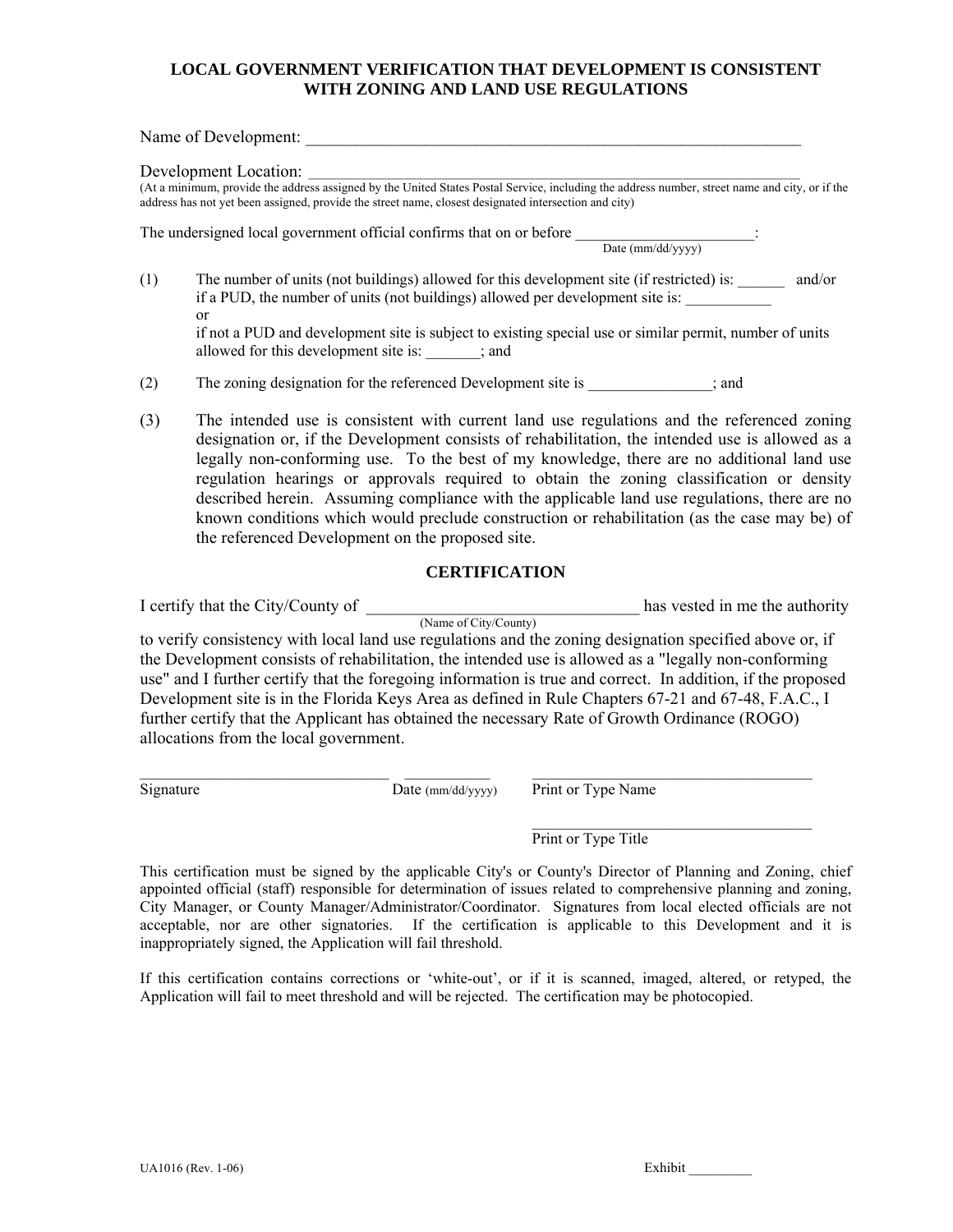# LOCAL GOVERNMENT VERIFICATION THAT DEVELOPMENT IS CONSISTENT WITH ZONING AND LAND USE REGULATIONS

Name of Development: ___________________________________________________________

Development Location: ___________________________________________________________
(At a minimum, provide the address assigned by the United States Postal Service, including the address number, street name and city, or if the address has not yet been assigned, provide the street name, closest designated intersection and city)

The undersigned local government official confirms that on or before _______________________:
Date (mm/dd/yyyy)

(1) The number of units (not buildings) allowed for this development site (if restricted) is: ______ and/or if a PUD, the number of units (not buildings) allowed per development site is: ___________
or
if not a PUD and development site is subject to existing special use or similar permit, number of units allowed for this development site is: _______; and

(2) The zoning designation for the referenced Development site is ________________; and

(3) The intended use is consistent with current land use regulations and the referenced zoning designation or, if the Development consists of rehabilitation, the intended use is allowed as a legally non-conforming use. To the best of my knowledge, there are no additional land use regulation hearings or approvals required to obtain the zoning classification or density described herein. Assuming compliance with the applicable land use regulations, there are no known conditions which would preclude construction or rehabilitation (as the case may be) of the referenced Development on the proposed site.

## CERTIFICATION

I certify that the City/County of _________________________________ has vested in me the authority
(Name of City/County)
to verify consistency with local land use regulations and the zoning designation specified above or, if the Development consists of rehabilitation, the intended use is allowed as a "legally non-conforming use" and I further certify that the foregoing information is true and correct. In addition, if the proposed Development site is in the Florida Keys Area as defined in Rule Chapters 67-21 and 67-48, F.A.C., I further certify that the Applicant has obtained the necessary Rate of Growth Ordinance (ROGO) allocations from the local government.

_______________________________ ___________ ___________________________________
Signature Date (mm/dd/yyyy) Print or Type Name

___________________________________
Print or Type Title

This certification must be signed by the applicable City's or County's Director of Planning and Zoning, chief appointed official (staff) responsible for determination of issues related to comprehensive planning and zoning, City Manager, or County Manager/Administrator/Coordinator. Signatures from local elected officials are not acceptable, nor are other signatories. If the certification is applicable to this Development and it is inappropriately signed, the Application will fail threshold.

If this certification contains corrections or 'white-out', or if it is scanned, imaged, altered, or retyped, the Application will fail to meet threshold and will be rejected. The certification may be photocopied.

UA1016 (Rev. 1-06) Exhibit _________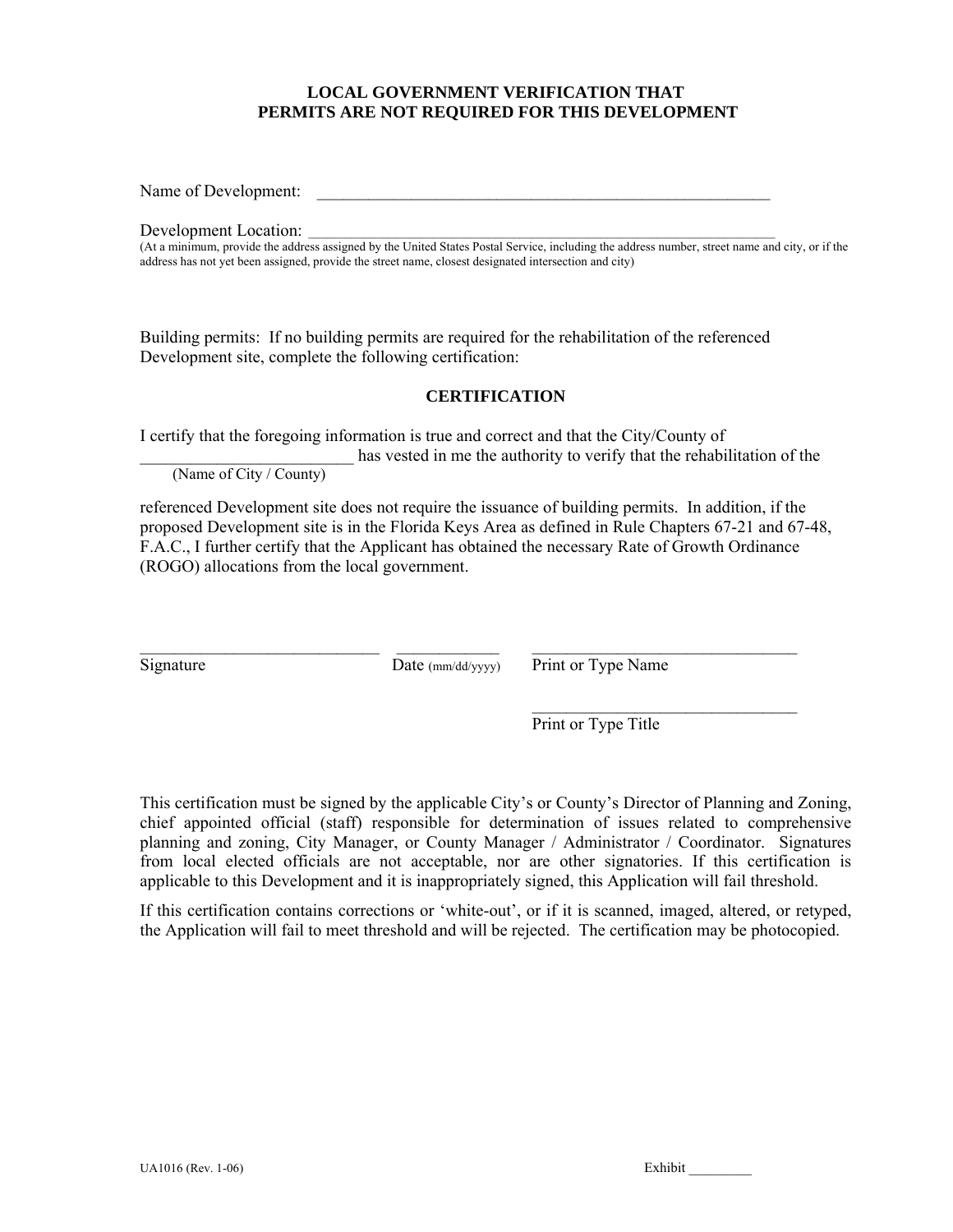**LOCAL GOVERNMENT VERIFICATION THAT PERMITS ARE NOT REQUIRED FOR THIS DEVELOPMENT**

Name of Development: ________________________________________________________

Development Location: ________________________________________________________
(At a minimum, provide the address assigned by the United States Postal Service, including the address number, street name and city, or if the address has not yet been assigned, provide the street name, closest designated intersection and city)

Building permits: If no building permits are required for the rehabilitation of the referenced Development site, complete the following certification:

**CERTIFICATION**

I certify that the foregoing information is true and correct and that the City/County of _________________________ has vested in me the authority to verify that the rehabilitation of the
(Name of City / County)

referenced Development site does not require the issuance of building permits. In addition, if the proposed Development site is in the Florida Keys Area as defined in Rule Chapters 67-21 and 67-48, F.A.C., I further certify that the Applicant has obtained the necessary Rate of Growth Ordinance (ROGO) allocations from the local government.

____________________________ ____________ ________________________________
Signature Date (mm/dd/yyyy) Print or Type Name

________________________________
Print or Type Title

This certification must be signed by the applicable City's or County's Director of Planning and Zoning, chief appointed official (staff) responsible for determination of issues related to comprehensive planning and zoning, City Manager, or County Manager / Administrator / Coordinator. Signatures from local elected officials are not acceptable, nor are other signatories. If this certification is applicable to this Development and it is inappropriately signed, this Application will fail threshold.

If this certification contains corrections or 'white-out', or if it is scanned, imaged, altered, or retyped, the Application will fail to meet threshold and will be rejected. The certification may be photocopied.

UA1016 (Rev. 1-06) Exhibit _________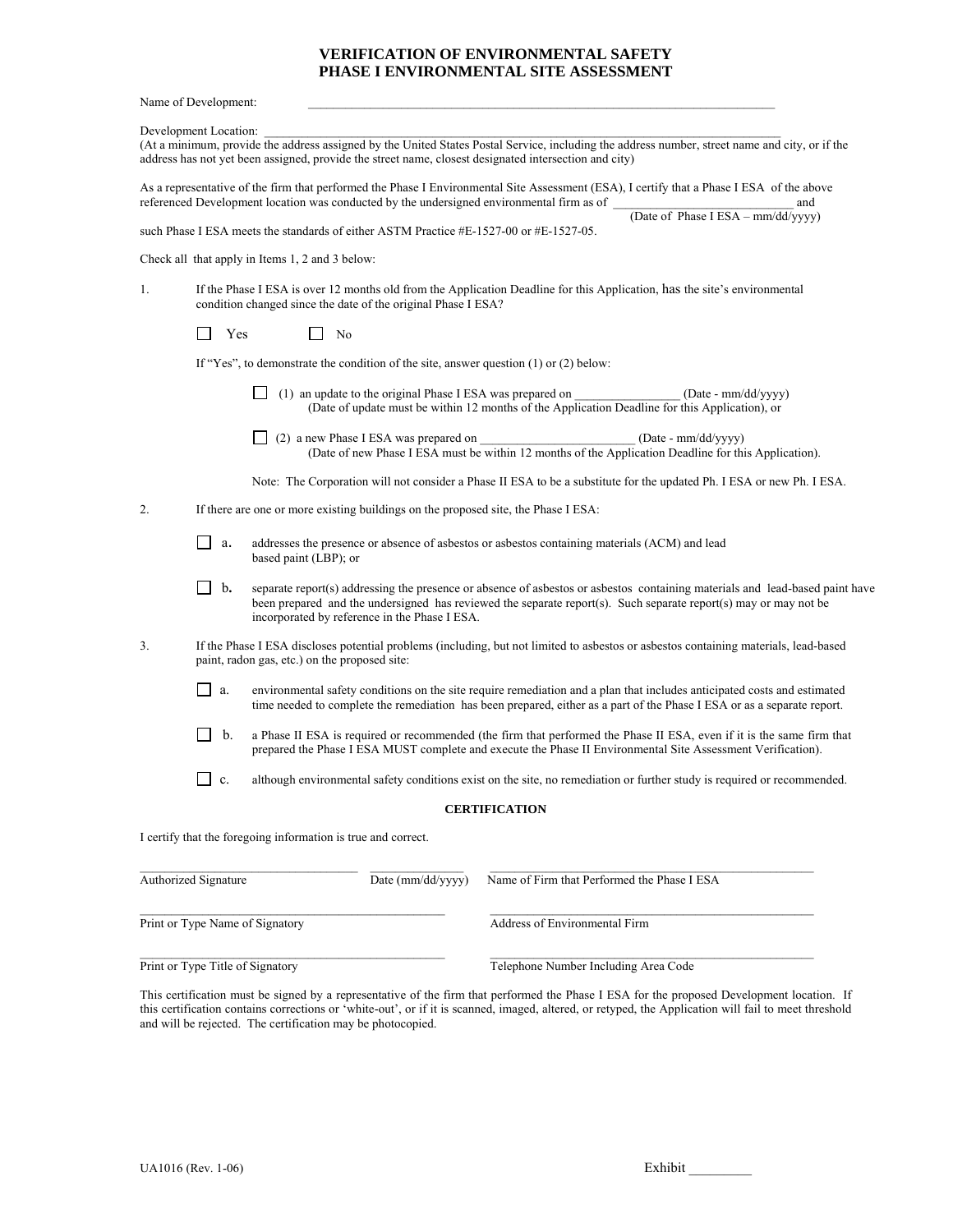# VERIFICATION OF ENVIRONMENTAL SAFETY
# PHASE I ENVIRONMENTAL SITE ASSESSMENT

Name of Development: \_\_\_\_\_\_\_\_\_\_\_\_\_\_\_\_\_\_\_\_\_\_\_\_\_\_\_\_\_\_\_\_\_\_\_\_\_\_\_\_\_\_\_\_\_\_\_\_\_\_\_\_\_\_\_\_\_\_\_\_\_\_\_\_\_\_\_\_\_\_\_\_

Development Location: \_\_\_\_\_\_\_\_\_\_\_\_\_\_\_\_\_\_\_\_\_\_\_\_\_\_\_\_\_\_\_\_\_\_\_\_\_\_\_\_\_\_\_\_\_\_\_\_\_\_\_\_\_\_\_\_\_\_\_\_\_\_\_\_\_\_\_\_\_\_\_\_
(At a minimum, provide the address assigned by the United States Postal Service, including the address number, street name and city, or if the address has not yet been assigned, provide the street name, closest designated intersection and city)

As a representative of the firm that performed the Phase I Environmental Site Assessment (ESA), I certify that a Phase I ESA of the above referenced Development location was conducted by the undersigned environmental firm as of \_\_\_\_\_\_\_\_\_\_\_\_\_\_\_\_\_\_\_\_\_\_\_\_\_\_\_\_ and
(Date of Phase I ESA – mm/dd/yyyy)
such Phase I ESA meets the standards of either ASTM Practice #E-1527-00 or #E-1527-05.

Check all that apply in Items 1, 2 and 3 below:

1. If the Phase I ESA is over 12 months old from the Application Deadline for this Application, has the site's environmental condition changed since the date of the original Phase I ESA?

   ☐ Yes ☐ No

   If "Yes", to demonstrate the condition of the site, answer question (1) or (2) below:

   ☐ (1) an update to the original Phase I ESA was prepared on \_\_\_\_\_\_\_\_\_\_\_\_\_\_\_\_ (Date - mm/dd/yyyy)
   (Date of update must be within 12 months of the Application Deadline for this Application), or

   ☐ (2) a new Phase I ESA was prepared on \_\_\_\_\_\_\_\_\_\_\_\_\_\_\_\_\_\_\_\_\_\_\_ (Date - mm/dd/yyyy)
   (Date of new Phase I ESA must be within 12 months of the Application Deadline for this Application).

   Note: The Corporation will not consider a Phase II ESA to be a substitute for the updated Ph. I ESA or new Ph. I ESA.

2. If there are one or more existing buildings on the proposed site, the Phase I ESA:

   ☐ a. addresses the presence or absence of asbestos or asbestos containing materials (ACM) and lead based paint (LBP); or

   ☐ b. separate report(s) addressing the presence or absence of asbestos or asbestos containing materials and lead-based paint have been prepared and the undersigned has reviewed the separate report(s). Such separate report(s) may or may not be incorporated by reference in the Phase I ESA.

3. If the Phase I ESA discloses potential problems (including, but not limited to asbestos or asbestos containing materials, lead-based paint, radon gas, etc.) on the proposed site:

   ☐ a. environmental safety conditions on the site require remediation and a plan that includes anticipated costs and estimated time needed to complete the remediation has been prepared, either as a part of the Phase I ESA or as a separate report.

   ☐ b. a Phase II ESA is required or recommended (the firm that performed the Phase II ESA, even if it is the same firm that prepared the Phase I ESA MUST complete and execute the Phase II Environmental Site Assessment Verification).

   ☐ c. although environmental safety conditions exist on the site, no remediation or further study is required or recommended.

**CERTIFICATION**

I certify that the foregoing information is true and correct.

\_\_\_\_\_\_\_\_\_\_\_\_\_\_\_\_\_\_\_\_\_\_\_\_\_\_\_\_\_\_ \_\_\_\_\_\_\_\_\_\_\_\_\_\_ \_\_\_\_\_\_\_\_\_\_\_\_\_\_\_\_\_\_\_\_\_\_\_\_\_\_\_\_\_\_\_\_\_\_\_\_\_\_\_\_
Authorized Signature Date (mm/dd/yyyy) Name of Firm that Performed the Phase I ESA

\_\_\_\_\_\_\_\_\_\_\_\_\_\_\_\_\_\_\_\_\_\_\_\_\_\_\_\_\_\_\_\_\_\_\_\_\_\_\_\_ \_\_\_\_\_\_\_\_\_\_\_\_\_\_\_\_\_\_\_\_\_\_\_\_\_\_\_\_\_\_\_\_\_\_\_\_\_\_\_\_
Print or Type Name of Signatory Address of Environmental Firm

\_\_\_\_\_\_\_\_\_\_\_\_\_\_\_\_\_\_\_\_\_\_\_\_\_\_\_\_\_\_\_\_\_\_\_\_\_\_\_\_ \_\_\_\_\_\_\_\_\_\_\_\_\_\_\_\_\_\_\_\_\_\_\_\_\_\_\_\_\_\_\_\_\_\_\_\_\_\_\_\_
Print or Type Title of Signatory Telephone Number Including Area Code

This certification must be signed by a representative of the firm that performed the Phase I ESA for the proposed Development location. If this certification contains corrections or 'white-out', or if it is scanned, imaged, altered, or retyped, the Application will fail to meet threshold and will be rejected. The certification may be photocopied.

UA1016 (Rev. 1-06) Exhibit \_\_\_\_\_\_\_\_\_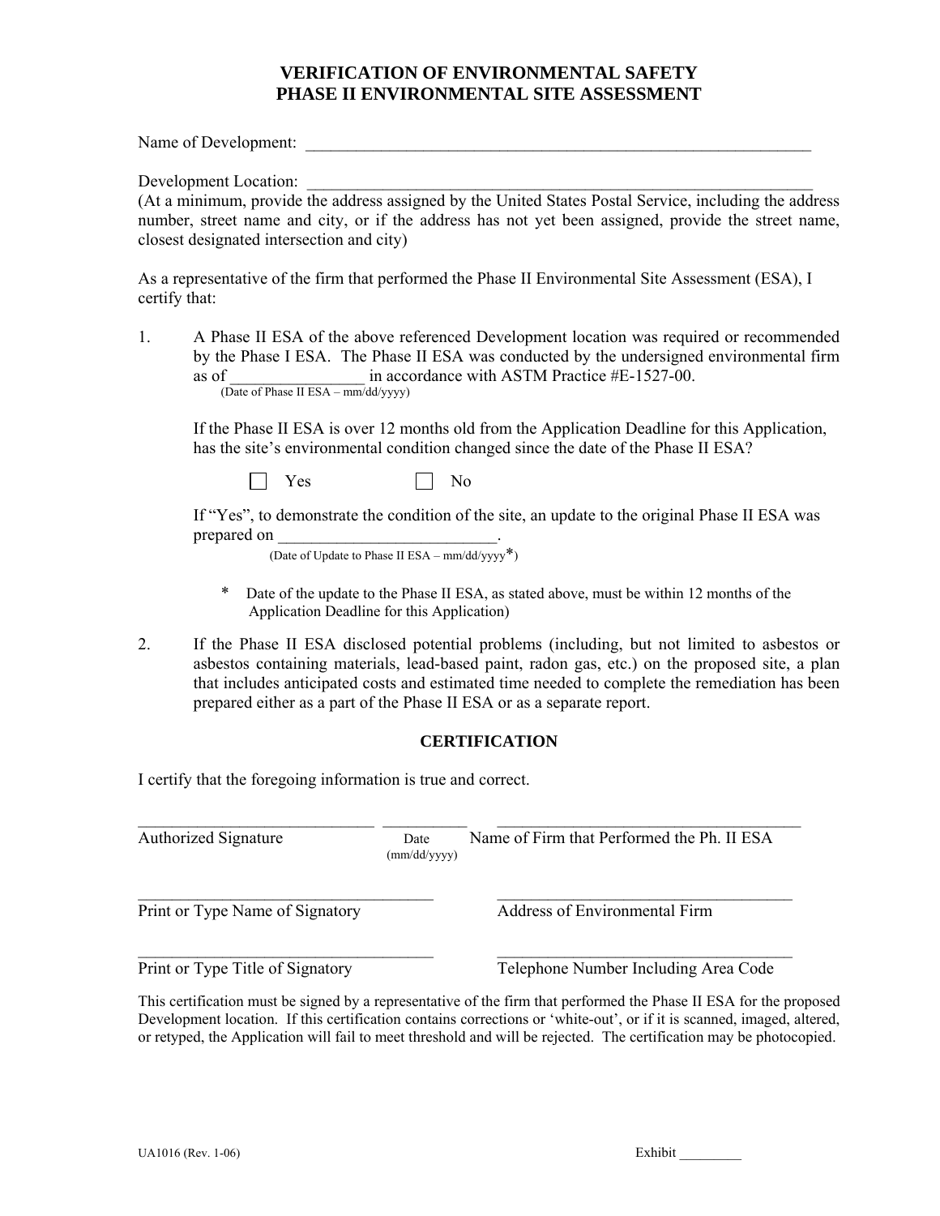# VERIFICATION OF ENVIRONMENTAL SAFETY
# PHASE II ENVIRONMENTAL SITE ASSESSMENT

Name of Development: _______________________________________________________________

Development Location: _______________________________________________________________
(At a minimum, provide the address assigned by the United States Postal Service, including the address number, street name and city, or if the address has not yet been assigned, provide the street name, closest designated intersection and city)

As a representative of the firm that performed the Phase II Environmental Site Assessment (ESA), I certify that:

1. A Phase II ESA of the above referenced Development location was required or recommended by the Phase I ESA. The Phase II ESA was conducted by the undersigned environmental firm as of ________________ in accordance with ASTM Practice #E-1527-00.
   (Date of Phase II ESA – mm/dd/yyyy)

   If the Phase II ESA is over 12 months old from the Application Deadline for this Application, has the site's environmental condition changed since the date of the Phase II ESA?

   ☐ Yes ☐ No

   If "Yes", to demonstrate the condition of the site, an update to the original Phase II ESA was prepared on __________________________.
   (Date of Update to Phase II ESA – mm/dd/yyyy*)

   * Date of the update to the Phase II ESA, as stated above, must be within 12 months of the Application Deadline for this Application)

2. If the Phase II ESA disclosed potential problems (including, but not limited to asbestos or asbestos containing materials, lead-based paint, radon gas, etc.) on the proposed site, a plan that includes anticipated costs and estimated time needed to complete the remediation has been prepared either as a part of the Phase II ESA or as a separate report.

## CERTIFICATION

I certify that the foregoing information is true and correct.

____________________________ __________ ____________________________________
Authorized Signature Date (mm/dd/yyyy) Name of Firm that Performed the Ph. II ESA

___________________________________ ___________________________________
Print or Type Name of Signatory Address of Environmental Firm

___________________________________ ___________________________________
Print or Type Title of Signatory Telephone Number Including Area Code

This certification must be signed by a representative of the firm that performed the Phase II ESA for the proposed Development location. If this certification contains corrections or 'white-out', or if it is scanned, imaged, altered, or retyped, the Application will fail to meet threshold and will be rejected. The certification may be photocopied.

UA1016 (Rev. 1-06) Exhibit _________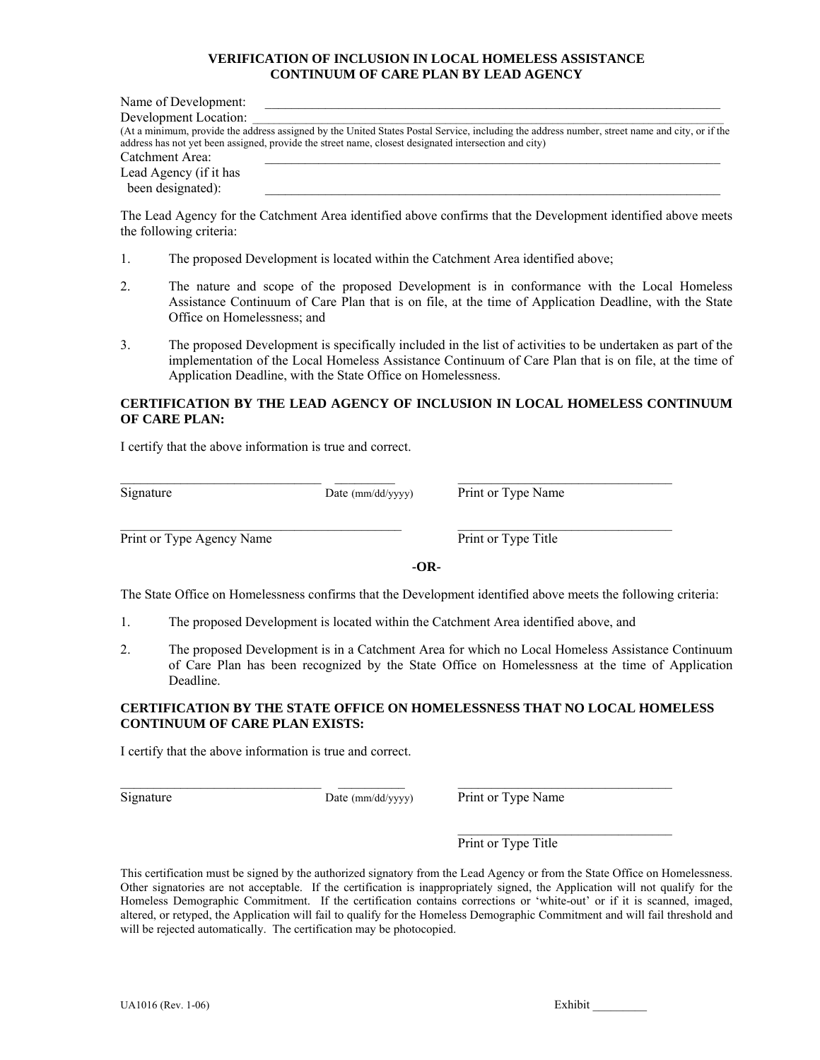# VERIFICATION OF INCLUSION IN LOCAL HOMELESS ASSISTANCE CONTINUUM OF CARE PLAN BY LEAD AGENCY

Name of Development: \_\_\_\_\_\_\_\_\_\_\_\_\_\_\_\_\_\_\_\_\_\_\_\_\_\_\_\_\_\_\_\_\_\_\_\_\_\_\_\_\_\_\_\_\_\_\_\_\_\_\_\_\_\_\_\_\_\_\_\_\_\_

Development Location: \_\_\_\_\_\_\_\_\_\_\_\_\_\_\_\_\_\_\_\_\_\_\_\_\_\_\_\_\_\_\_\_\_\_\_\_\_\_\_\_\_\_\_\_\_\_\_\_\_\_\_\_\_\_\_\_\_\_\_\_\_\_

(At a minimum, provide the address assigned by the United States Postal Service, including the address number, street name and city, or if the address has not yet been assigned, provide the street name, closest designated intersection and city)

Catchment Area: \_\_\_\_\_\_\_\_\_\_\_\_\_\_\_\_\_\_\_\_\_\_\_\_\_\_\_\_\_\_\_\_\_\_\_\_\_\_\_\_\_\_\_\_\_\_\_\_\_\_\_\_\_\_\_\_\_\_\_\_\_\_

Lead Agency (if it has been designated): \_\_\_\_\_\_\_\_\_\_\_\_\_\_\_\_\_\_\_\_\_\_\_\_\_\_\_\_\_\_\_\_\_\_\_\_\_\_\_\_\_\_\_\_\_\_\_\_\_\_\_\_\_\_\_\_\_\_\_\_\_\_

The Lead Agency for the Catchment Area identified above confirms that the Development identified above meets the following criteria:

1. The proposed Development is located within the Catchment Area identified above;

2. The nature and scope of the proposed Development is in conformance with the Local Homeless Assistance Continuum of Care Plan that is on file, at the time of Application Deadline, with the State Office on Homelessness; and

3. The proposed Development is specifically included in the list of activities to be undertaken as part of the implementation of the Local Homeless Assistance Continuum of Care Plan that is on file, at the time of Application Deadline, with the State Office on Homelessness.

**CERTIFICATION BY THE LEAD AGENCY OF INCLUSION IN LOCAL HOMELESS CONTINUUM OF CARE PLAN:**

I certify that the above information is true and correct.

\_\_\_\_\_\_\_\_\_\_\_\_\_\_\_\_\_\_\_\_\_\_\_\_\_\_\_\_\_\_ \_\_\_\_\_\_\_\_\_\_ \_\_\_\_\_\_\_\_\_\_\_\_\_\_\_\_\_\_\_\_\_\_\_\_\_\_\_\_\_\_\_\_

Signature Date (mm/dd/yyyy) Print or Type Name

\_\_\_\_\_\_\_\_\_\_\_\_\_\_\_\_\_\_\_\_\_\_\_\_\_\_\_\_\_\_\_\_\_\_\_\_\_\_\_\_\_\_ \_\_\_\_\_\_\_\_\_\_\_\_\_\_\_\_\_\_\_\_\_\_\_\_\_\_\_\_\_\_\_\_

Print or Type Agency Name Print or Type Title

**-OR-**

The State Office on Homelessness confirms that the Development identified above meets the following criteria:

1. The proposed Development is located within the Catchment Area identified above, and

2. The proposed Development is in a Catchment Area for which no Local Homeless Assistance Continuum of Care Plan has been recognized by the State Office on Homelessness at the time of Application Deadline.

**CERTIFICATION BY THE STATE OFFICE ON HOMELESSNESS THAT NO LOCAL HOMELESS CONTINUUM OF CARE PLAN EXISTS:**

I certify that the above information is true and correct.

\_\_\_\_\_\_\_\_\_\_\_\_\_\_\_\_\_\_\_\_\_\_\_\_\_\_\_\_\_\_ \_\_\_\_\_\_\_\_\_\_ \_\_\_\_\_\_\_\_\_\_\_\_\_\_\_\_\_\_\_\_\_\_\_\_\_\_\_\_\_\_\_\_

Signature Date (mm/dd/yyyy) Print or Type Name

\_\_\_\_\_\_\_\_\_\_\_\_\_\_\_\_\_\_\_\_\_\_\_\_\_\_\_\_\_\_\_\_

Print or Type Title

This certification must be signed by the authorized signatory from the Lead Agency or from the State Office on Homelessness. Other signatories are not acceptable. If the certification is inappropriately signed, the Application will not qualify for the Homeless Demographic Commitment. If the certification contains corrections or 'white-out' or if it is scanned, imaged, altered, or retyped, the Application will fail to qualify for the Homeless Demographic Commitment and will fail threshold and will be rejected automatically. The certification may be photocopied.

UA1016 (Rev. 1-06) Exhibit \_\_\_\_\_\_\_\_\_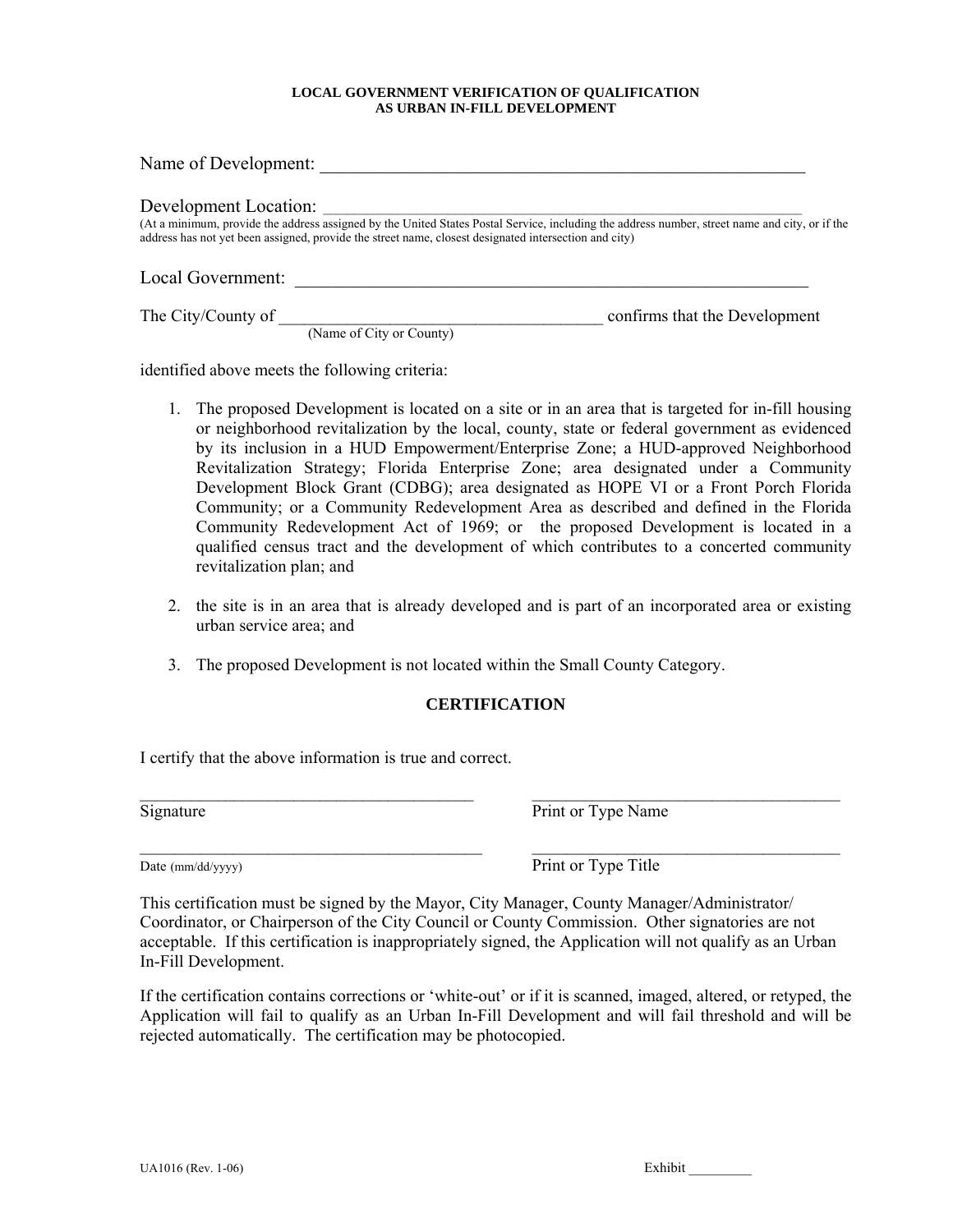**LOCAL GOVERNMENT VERIFICATION OF QUALIFICATION AS URBAN IN-FILL DEVELOPMENT**

Name of Development: \_\_\_\_\_\_\_\_\_\_\_\_\_\_\_\_\_\_\_\_\_\_\_\_\_\_\_\_\_\_\_\_\_\_\_\_\_\_\_\_\_\_\_\_\_\_\_\_\_\_\_\_\_\_\_\_\_\_

Development Location: \_\_\_\_\_\_\_\_\_\_\_\_\_\_\_\_\_\_\_\_\_\_\_\_\_\_\_\_\_\_\_\_\_\_\_\_\_\_\_\_\_\_\_\_\_\_\_\_\_\_\_\_\_\_\_\_\_\_
(At a minimum, provide the address assigned by the United States Postal Service, including the address number, street name and city, or if the address has not yet been assigned, provide the street name, closest designated intersection and city)

Local Government: \_\_\_\_\_\_\_\_\_\_\_\_\_\_\_\_\_\_\_\_\_\_\_\_\_\_\_\_\_\_\_\_\_\_\_\_\_\_\_\_\_\_\_\_\_\_\_\_\_\_\_\_\_\_\_\_\_\_

The City/County of \_\_\_\_\_\_\_\_\_\_\_\_\_\_\_\_\_\_\_\_\_\_\_\_\_\_\_\_\_\_\_\_\_\_\_\_\_\_ confirms that the Development
(Name of City or County)

identified above meets the following criteria:

1. The proposed Development is located on a site or in an area that is targeted for in-fill housing or neighborhood revitalization by the local, county, state or federal government as evidenced by its inclusion in a HUD Empowerment/Enterprise Zone; a HUD-approved Neighborhood Revitalization Strategy; Florida Enterprise Zone; area designated under a Community Development Block Grant (CDBG); area designated as HOPE VI or a Front Porch Florida Community; or a Community Redevelopment Area as described and defined in the Florida Community Redevelopment Act of 1969; or the proposed Development is located in a qualified census tract and the development of which contributes to a concerted community revitalization plan; and

2. the site is in an area that is already developed and is part of an incorporated area or existing urban service area; and

3. The proposed Development is not located within the Small County Category.

**CERTIFICATION**

I certify that the above information is true and correct.

\_\_\_\_\_\_\_\_\_\_\_\_\_\_\_\_\_\_\_\_\_\_\_\_\_\_\_\_\_\_\_\_\_\_\_\_\_\_\_\_ &nbsp;&nbsp;&nbsp;&nbsp; \_\_\_\_\_\_\_\_\_\_\_\_\_\_\_\_\_\_\_\_\_\_\_\_\_\_\_\_\_\_\_\_\_\_\_\_\_\_
Signature &nbsp;&nbsp;&nbsp;&nbsp; Print or Type Name

\_\_\_\_\_\_\_\_\_\_\_\_\_\_\_\_\_\_\_\_\_\_\_\_\_\_\_\_\_\_\_\_\_\_\_\_\_\_\_\_ &nbsp;&nbsp;&nbsp;&nbsp; \_\_\_\_\_\_\_\_\_\_\_\_\_\_\_\_\_\_\_\_\_\_\_\_\_\_\_\_\_\_\_\_\_\_\_\_\_\_
Date (mm/dd/yyyy) &nbsp;&nbsp;&nbsp;&nbsp; Print or Type Title

This certification must be signed by the Mayor, City Manager, County Manager/Administrator/ Coordinator, or Chairperson of the City Council or County Commission. Other signatories are not acceptable. If this certification is inappropriately signed, the Application will not qualify as an Urban In-Fill Development.

If the certification contains corrections or 'white-out' or if it is scanned, imaged, altered, or retyped, the Application will fail to qualify as an Urban In-Fill Development and will fail threshold and will be rejected automatically. The certification may be photocopied.

UA1016 (Rev. 1-06) &nbsp;&nbsp;&nbsp;&nbsp; Exhibit \_\_\_\_\_\_\_\_\_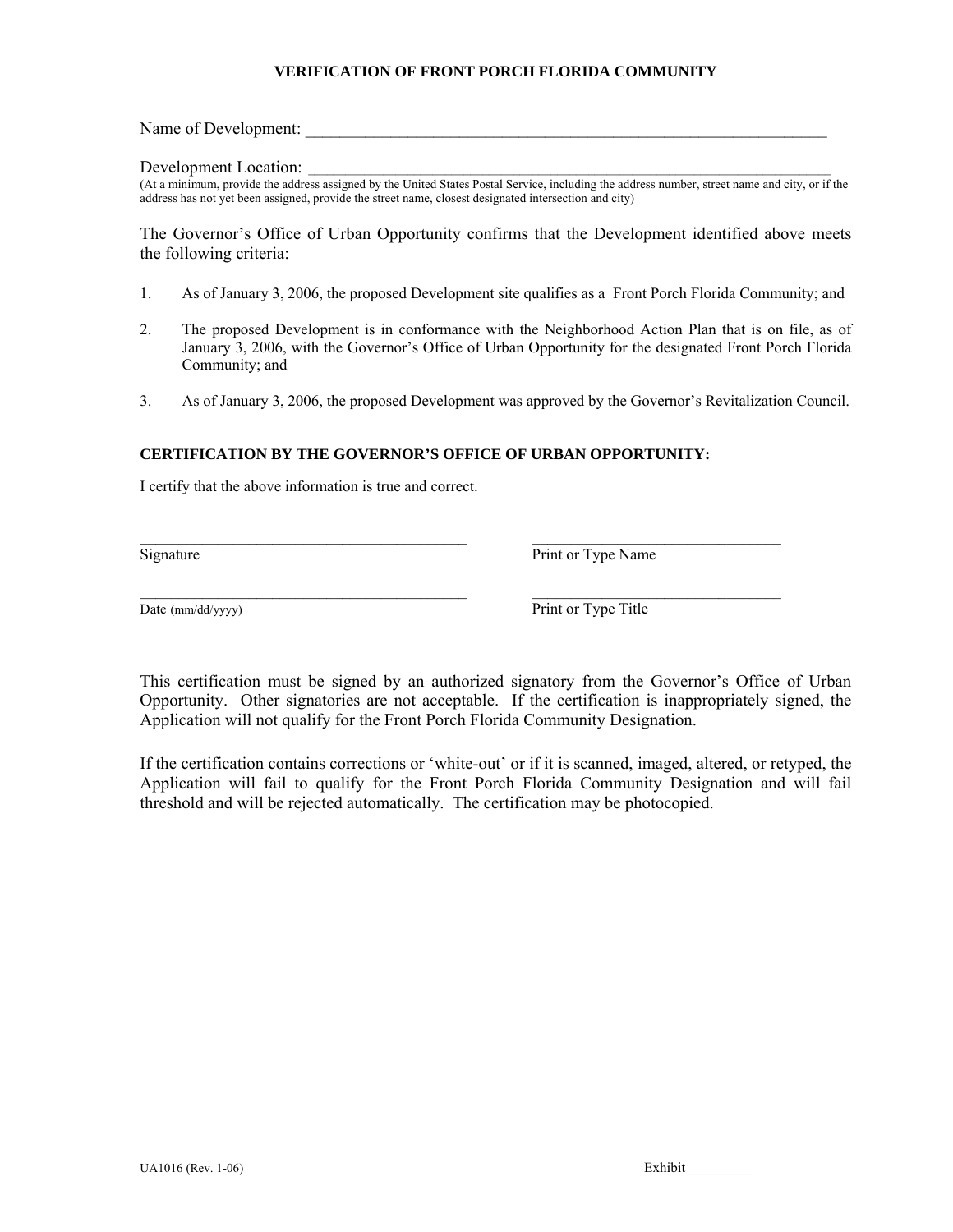**VERIFICATION OF FRONT PORCH FLORIDA COMMUNITY**

Name of Development: ___________________________________________________________________

Development Location: __________________________________________________________________
(At a minimum, provide the address assigned by the United States Postal Service, including the address number, street name and city, or if the address has not yet been assigned, provide the street name, closest designated intersection and city)

The Governor's Office of Urban Opportunity confirms that the Development identified above meets the following criteria:

1. As of January 3, 2006, the proposed Development site qualifies as a Front Porch Florida Community; and

2. The proposed Development is in conformance with the Neighborhood Action Plan that is on file, as of January 3, 2006, with the Governor's Office of Urban Opportunity for the designated Front Porch Florida Community; and

3. As of January 3, 2006, the proposed Development was approved by the Governor's Revitalization Council.

**CERTIFICATION BY THE GOVERNOR'S OFFICE OF URBAN OPPORTUNITY:**

I certify that the above information is true and correct.

| | |
|---|---|
| ___________________________________ | ___________________________________ |
| Signature | Print or Type Name |
| ___________________________________ | ___________________________________ |
| Date (mm/dd/yyyy) | Print or Type Title |

This certification must be signed by an authorized signatory from the Governor's Office of Urban Opportunity. Other signatories are not acceptable. If the certification is inappropriately signed, the Application will not qualify for the Front Porch Florida Community Designation.

If the certification contains corrections or 'white-out' or if it is scanned, imaged, altered, or retyped, the Application will fail to qualify for the Front Porch Florida Community Designation and will fail threshold and will be rejected automatically. The certification may be photocopied.

UA1016 (Rev. 1-06) Exhibit _________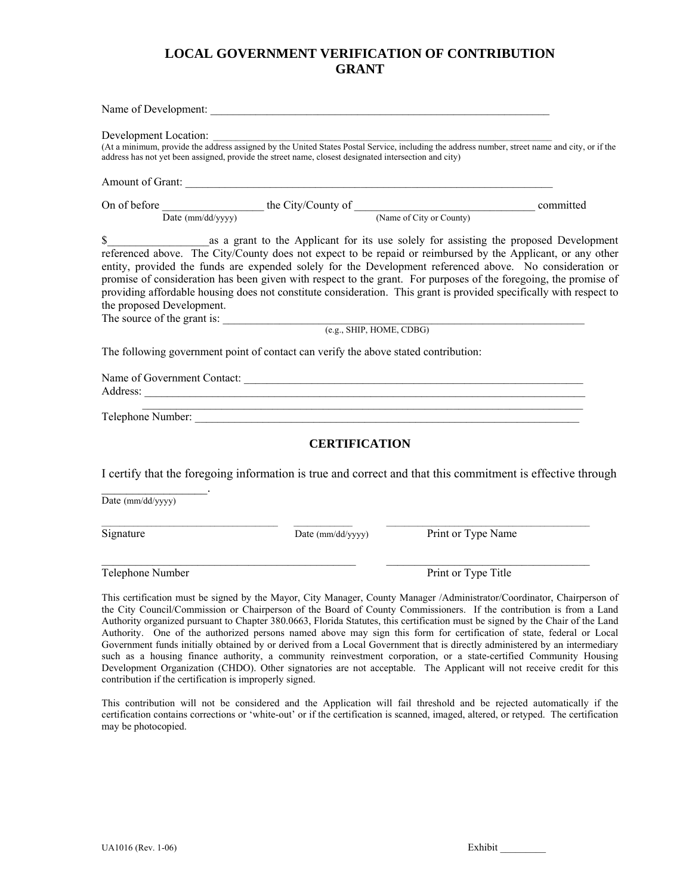# LOCAL GOVERNMENT VERIFICATION OF CONTRIBUTION GRANT

Name of Development: ___________________________________________________________

Development Location: ___________________________________________________________
(At a minimum, provide the address assigned by the United States Postal Service, including the address number, street name and city, or if the address has not yet been assigned, provide the street name, closest designated intersection and city)

Amount of Grant: _______________________________________________________________

On of before _________________ the City/County of _______________________________ committed
Date (mm/dd/yyyy) (Name of City or County)

$_________________as a grant to the Applicant for its use solely for assisting the proposed Development referenced above. The City/County does not expect to be repaid or reimbursed by the Applicant, or any other entity, provided the funds are expended solely for the Development referenced above. No consideration or promise of consideration has been given with respect to the grant. For purposes of the foregoing, the promise of providing affordable housing does not constitute consideration. This grant is provided specifically with respect to the proposed Development.
The source of the grant is: _______________________________________________________
(e.g., SHIP, HOME, CDBG)

The following government point of contact can verify the above stated contribution:

Name of Government Contact: _____________________________________________________
Address: _______________________________________________________________________
_______________________________________________________________________
Telephone Number: _____________________________________________________________

## CERTIFICATION

I certify that the foregoing information is true and correct and that this commitment is effective through _________________.
Date (mm/dd/yyyy)

_______________________________ __________ ___________________________________
Signature Date (mm/dd/yyyy) Print or Type Name

_____________________________________________ ___________________________________
Telephone Number Print or Type Title

This certification must be signed by the Mayor, City Manager, County Manager /Administrator/Coordinator, Chairperson of the City Council/Commission or Chairperson of the Board of County Commissioners. If the contribution is from a Land Authority organized pursuant to Chapter 380.0663, Florida Statutes, this certification must be signed by the Chair of the Land Authority. One of the authorized persons named above may sign this form for certification of state, federal or Local Government funds initially obtained by or derived from a Local Government that is directly administered by an intermediary such as a housing finance authority, a community reinvestment corporation, or a state-certified Community Housing Development Organization (CHDO). Other signatories are not acceptable. The Applicant will not receive credit for this contribution if the certification is improperly signed.

This contribution will not be considered and the Application will fail threshold and be rejected automatically if the certification contains corrections or 'white-out' or if the certification is scanned, imaged, altered, or retyped. The certification may be photocopied.

UA1016 (Rev. 1-06) Exhibit _________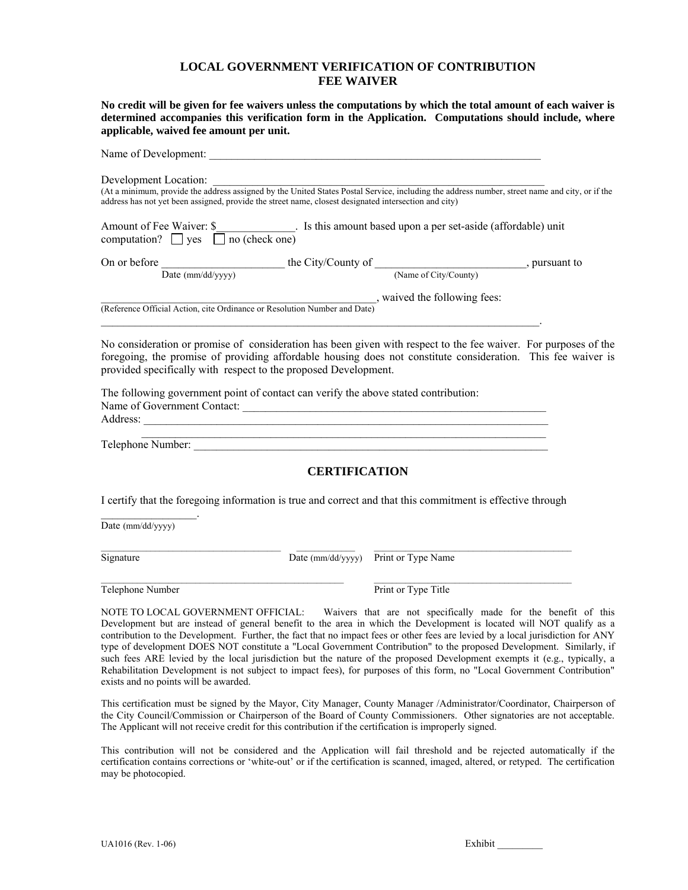# LOCAL GOVERNMENT VERIFICATION OF CONTRIBUTION FEE WAIVER

**No credit will be given for fee waivers unless the computations by which the total amount of each waiver is determined accompanies this verification form in the Application. Computations should include, where applicable, waived fee amount per unit.**

Name of Development: ___________________________________________________________

Development Location: ___________________________________________________________
(At a minimum, provide the address assigned by the United States Postal Service, including the address number, street name and city, or if the address has not yet been assigned, provide the street name, closest designated intersection and city)

Amount of Fee Waiver: $_____________. Is this amount based upon a per set-aside (affordable) unit computation? ☐ yes ☐ no (check one)

On or before _____________________ the City/County of __________________________, pursuant to
Date (mm/dd/yyyy) (Name of City/County)

_________________________________________________, waived the following fees:
(Reference Official Action, cite Ordinance or Resolution Number and Date)

_________________________________________________________________________________.

No consideration or promise of consideration has been given with respect to the fee waiver. For purposes of the foregoing, the promise of providing affordable housing does not constitute consideration. This fee waiver is provided specifically with respect to the proposed Development.

The following government point of contact can verify the above stated contribution:
Name of Government Contact: _______________________________________________________
Address: _________________________________________________________________________
_________________________________________________________________________
Telephone Number: ________________________________________________________________

## CERTIFICATION

I certify that the foregoing information is true and correct and that this commitment is effective through

_________________.
Date (mm/dd/yyyy)

___________________________________ ___________ _______________________________________
Signature Date (mm/dd/yyyy) Print or Type Name

_________________________________________________ _______________________________________
Telephone Number Print or Type Title

NOTE TO LOCAL GOVERNMENT OFFICIAL: Waivers that are not specifically made for the benefit of this Development but are instead of general benefit to the area in which the Development is located will NOT qualify as a contribution to the Development. Further, the fact that no impact fees or other fees are levied by a local jurisdiction for ANY type of development DOES NOT constitute a "Local Government Contribution" to the proposed Development. Similarly, if such fees ARE levied by the local jurisdiction but the nature of the proposed Development exempts it (e.g., typically, a Rehabilitation Development is not subject to impact fees), for purposes of this form, no "Local Government Contribution" exists and no points will be awarded.

This certification must be signed by the Mayor, City Manager, County Manager /Administrator/Coordinator, Chairperson of the City Council/Commission or Chairperson of the Board of County Commissioners. Other signatories are not acceptable. The Applicant will not receive credit for this contribution if the certification is improperly signed.

This contribution will not be considered and the Application will fail threshold and be rejected automatically if the certification contains corrections or 'white-out' or if the certification is scanned, imaged, altered, or retyped. The certification may be photocopied.

UA1016 (Rev. 1-06) Exhibit _________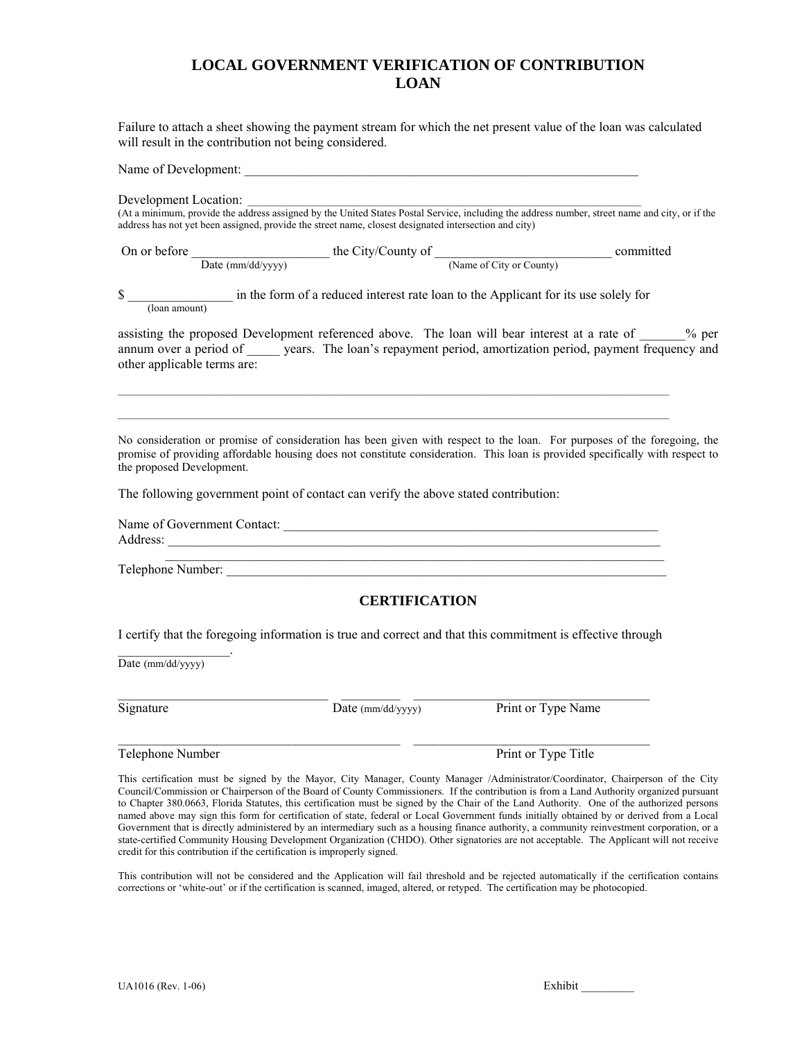# LOCAL GOVERNMENT VERIFICATION OF CONTRIBUTION LOAN

Failure to attach a sheet showing the payment stream for which the net present value of the loan was calculated will result in the contribution not being considered.

Name of Development: ___________________________________________________________

Development Location: ___________________________________________________________
(At a minimum, provide the address assigned by the United States Postal Service, including the address number, street name and city, or if the address has not yet been assigned, provide the street name, closest designated intersection and city)

On or before ____________________ the City/County of __________________________ committed
Date (mm/dd/yyyy) (Name of City or County)

$ _______________ in the form of a reduced interest rate loan to the Applicant for its use solely for
(loan amount)

assisting the proposed Development referenced above. The loan will bear interest at a rate of _______% per annum over a period of _____ years. The loan's repayment period, amortization period, payment frequency and other applicable terms are:

_____________________________________________________________________________________

_____________________________________________________________________________________

No consideration or promise of consideration has been given with respect to the loan. For purposes of the foregoing, the promise of providing affordable housing does not constitute consideration. This loan is provided specifically with respect to the proposed Development.

The following government point of contact can verify the above stated contribution:

Name of Government Contact: _______________________________________________________
Address: _______________________________________________________________________
_______________________________________________________________________
Telephone Number: ______________________________________________________________

## CERTIFICATION

I certify that the foregoing information is true and correct and that this commitment is effective through
_________________.
Date (mm/dd/yyyy)

_______________________________ _________ ___________________________________
Signature Date (mm/dd/yyyy) Print or Type Name

_______________________________________ ___________________________________
Telephone Number Print or Type Title

This certification must be signed by the Mayor, City Manager, County Manager /Administrator/Coordinator, Chairperson of the City Council/Commission or Chairperson of the Board of County Commissioners. If the contribution is from a Land Authority organized pursuant to Chapter 380.0663, Florida Statutes, this certification must be signed by the Chair of the Land Authority. One of the authorized persons named above may sign this form for certification of state, federal or Local Government funds initially obtained by or derived from a Local Government that is directly administered by an intermediary such as a housing finance authority, a community reinvestment corporation, or a state-certified Community Housing Development Organization (CHDO). Other signatories are not acceptable. The Applicant will not receive credit for this contribution if the certification is improperly signed.

This contribution will not be considered and the Application will fail threshold and be rejected automatically if the certification contains corrections or 'white-out' or if the certification is scanned, imaged, altered, or retyped. The certification may be photocopied.

UA1016 (Rev. 1-06) Exhibit _________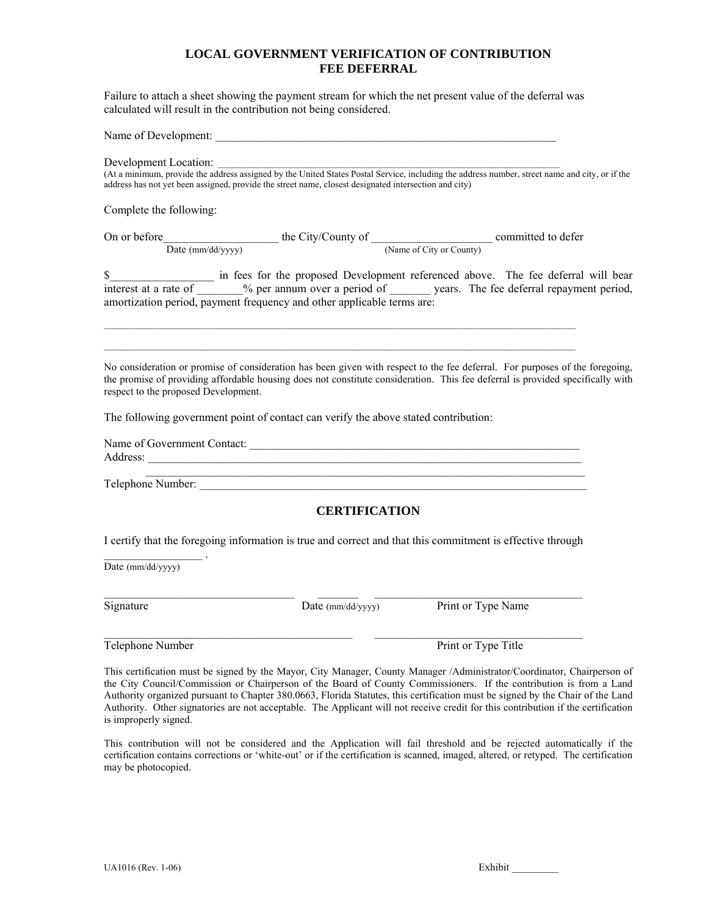# LOCAL GOVERNMENT VERIFICATION OF CONTRIBUTION FEE DEFERRAL

Failure to attach a sheet showing the payment stream for which the net present value of the deferral was calculated will result in the contribution not being considered.

Name of Development: _______________________________________________________________

Development Location: _______________________________________________________________
(At a minimum, provide the address assigned by the United States Postal Service, including the address number, street name and city, or if the address has not yet been assigned, provide the street name, closest designated intersection and city)

Complete the following:

On or before____________________ the City/County of _____________________ committed to defer
Date (mm/dd/yyyy) (Name of City or County)

$__________________ in fees for the proposed Development referenced above. The fee deferral will bear interest at a rate of ________% per annum over a period of _______ years. The fee deferral repayment period, amortization period, payment frequency and other applicable terms are:

_________________________________________________________________________________________

_________________________________________________________________________________________

No consideration or promise of consideration has been given with respect to the fee deferral. For purposes of the foregoing, the promise of providing affordable housing does not constitute consideration. This fee deferral is provided specifically with respect to the proposed Development.

The following government point of contact can verify the above stated contribution:

Name of Government Contact: ____________________________________________________________
Address: _______________________________________________________________________________
_______________________________________________________________________________
Telephone Number: ______________________________________________________________________

## CERTIFICATION

I certify that the foregoing information is true and correct and that this commitment is effective through _________________ .
Date (mm/dd/yyyy)

___________________________________ ________ _____________________________________
Signature Date (mm/dd/yyyy) Print or Type Name

_____________________________________________ _____________________________________
Telephone Number Print or Type Title

This certification must be signed by the Mayor, City Manager, County Manager /Administrator/Coordinator, Chairperson of the City Council/Commission or Chairperson of the Board of County Commissioners. If the contribution is from a Land Authority organized pursuant to Chapter 380.0663, Florida Statutes, this certification must be signed by the Chair of the Land Authority. Other signatories are not acceptable. The Applicant will not receive credit for this contribution if the certification is improperly signed.

This contribution will not be considered and the Application will fail threshold and be rejected automatically if the certification contains corrections or 'white-out' or if the certification is scanned, imaged, altered, or retyped. The certification may be photocopied.

UA1016 (Rev. 1-06) Exhibit _________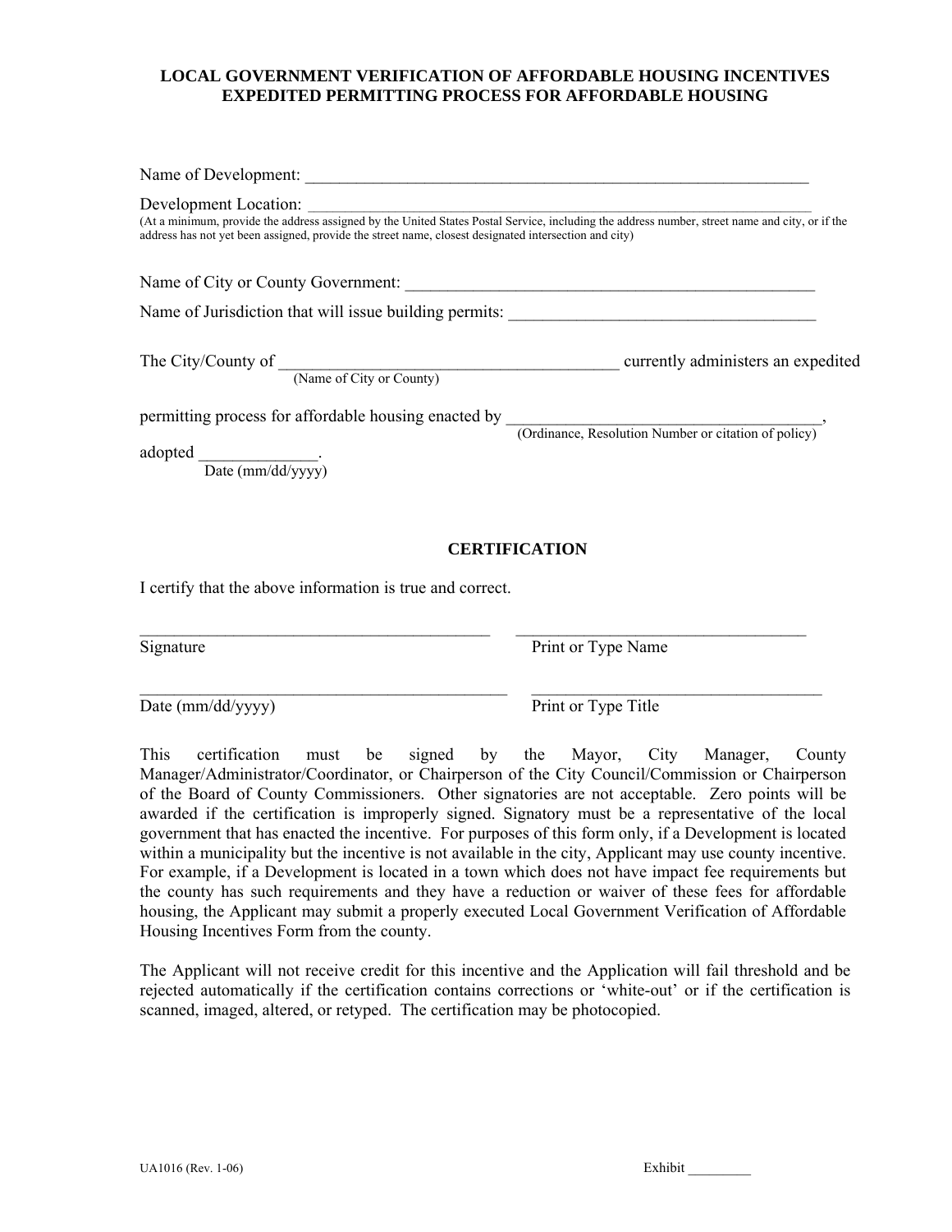# LOCAL GOVERNMENT VERIFICATION OF AFFORDABLE HOUSING INCENTIVES
# EXPEDITED PERMITTING PROCESS FOR AFFORDABLE HOUSING

Name of Development: _______________________________________________________________

Development Location: _______________________________________________________________
(At a minimum, provide the address assigned by the United States Postal Service, including the address number, street name and city, or if the address has not yet been assigned, provide the street name, closest designated intersection and city)

Name of City or County Government: ____________________________________________________

Name of Jurisdiction that will issue building permits: _______________________________________

The City/County of ____________________________________________ currently administers an expedited
(Name of City or County)

permitting process for affordable housing enacted by _______________________________________,
(Ordinance, Resolution Number or citation of policy)

adopted ______________.
Date (mm/dd/yyyy)

## CERTIFICATION

I certify that the above information is true and correct.

_____________________________________________ _____________________________________
Signature Print or Type Name

_____________________________________________ _____________________________________
Date (mm/dd/yyyy) Print or Type Title

This certification must be signed by the Mayor, City Manager, County Manager/Administrator/Coordinator, or Chairperson of the City Council/Commission or Chairperson of the Board of County Commissioners. Other signatories are not acceptable. Zero points will be awarded if the certification is improperly signed. Signatory must be a representative of the local government that has enacted the incentive. For purposes of this form only, if a Development is located within a municipality but the incentive is not available in the city, Applicant may use county incentive. For example, if a Development is located in a town which does not have impact fee requirements but the county has such requirements and they have a reduction or waiver of these fees for affordable housing, the Applicant may submit a properly executed Local Government Verification of Affordable Housing Incentives Form from the county.

The Applicant will not receive credit for this incentive and the Application will fail threshold and be rejected automatically if the certification contains corrections or 'white-out' or if the certification is scanned, imaged, altered, or retyped. The certification may be photocopied.

UA1016 (Rev. 1-06) Exhibit _________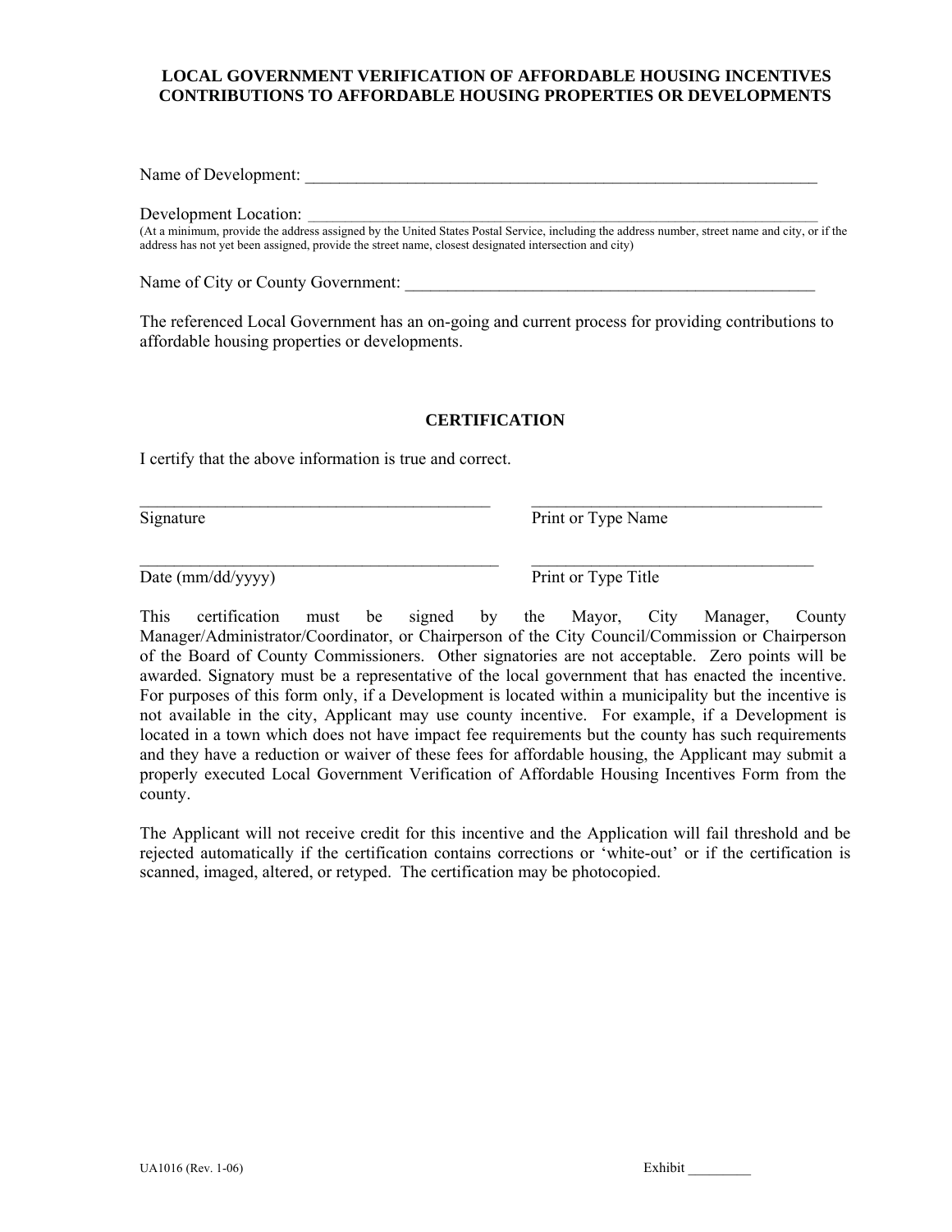# LOCAL GOVERNMENT VERIFICATION OF AFFORDABLE HOUSING INCENTIVES CONTRIBUTIONS TO AFFORDABLE HOUSING PROPERTIES OR DEVELOPMENTS

Name of Development: _______________________________________________________________

Development Location: _______________________________________________________________
(At a minimum, provide the address assigned by the United States Postal Service, including the address number, street name and city, or if the address has not yet been assigned, provide the street name, closest designated intersection and city)

Name of City or County Government: _____________________________________________________

The referenced Local Government has an on-going and current process for providing contributions to affordable housing properties or developments.

## CERTIFICATION

I certify that the above information is true and correct.

___________________________________________ ___________________________________
Signature Print or Type Name

___________________________________________ ___________________________________
Date (mm/dd/yyyy) Print or Type Title

This certification must be signed by the Mayor, City Manager, County Manager/Administrator/Coordinator, or Chairperson of the City Council/Commission or Chairperson of the Board of County Commissioners. Other signatories are not acceptable. Zero points will be awarded. Signatory must be a representative of the local government that has enacted the incentive. For purposes of this form only, if a Development is located within a municipality but the incentive is not available in the city, Applicant may use county incentive. For example, if a Development is located in a town which does not have impact fee requirements but the county has such requirements and they have a reduction or waiver of these fees for affordable housing, the Applicant may submit a properly executed Local Government Verification of Affordable Housing Incentives Form from the county.

The Applicant will not receive credit for this incentive and the Application will fail threshold and be rejected automatically if the certification contains corrections or 'white-out' or if the certification is scanned, imaged, altered, or retyped. The certification may be photocopied.

UA1016 (Rev. 1-06) Exhibit _________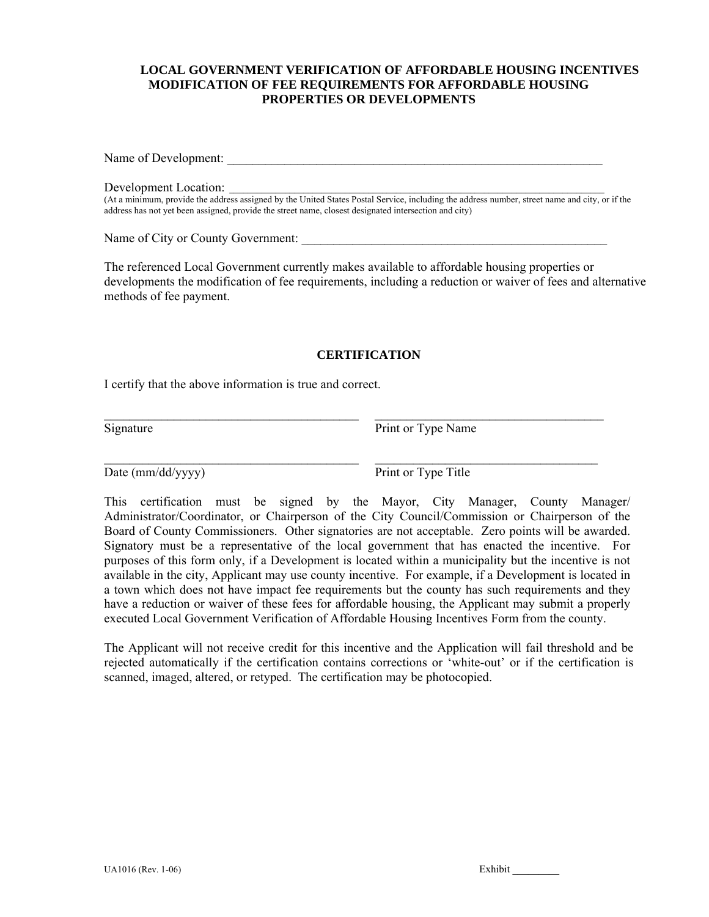# LOCAL GOVERNMENT VERIFICATION OF AFFORDABLE HOUSING INCENTIVES MODIFICATION OF FEE REQUIREMENTS FOR AFFORDABLE HOUSING PROPERTIES OR DEVELOPMENTS

Name of Development: _______________________________________________________________

Development Location: _______________________________________________________________
(At a minimum, provide the address assigned by the United States Postal Service, including the address number, street name and city, or if the address has not yet been assigned, provide the street name, closest designated intersection and city)

Name of City or County Government: ____________________________________________________

The referenced Local Government currently makes available to affordable housing properties or developments the modification of fee requirements, including a reduction or waiver of fees and alternative methods of fee payment.

## CERTIFICATION

I certify that the above information is true and correct.

| | |
|---|---|
| ________________________________________ | ____________________________________ |
| Signature | Print or Type Name |
| ________________________________________ | ____________________________________ |
| Date (mm/dd/yyyy) | Print or Type Title |

This certification must be signed by the Mayor, City Manager, County Manager/ Administrator/Coordinator, or Chairperson of the City Council/Commission or Chairperson of the Board of County Commissioners. Other signatories are not acceptable. Zero points will be awarded. Signatory must be a representative of the local government that has enacted the incentive. For purposes of this form only, if a Development is located within a municipality but the incentive is not available in the city, Applicant may use county incentive. For example, if a Development is located in a town which does not have impact fee requirements but the county has such requirements and they have a reduction or waiver of these fees for affordable housing, the Applicant may submit a properly executed Local Government Verification of Affordable Housing Incentives Form from the county.

The Applicant will not receive credit for this incentive and the Application will fail threshold and be rejected automatically if the certification contains corrections or 'white-out' or if the certification is scanned, imaged, altered, or retyped. The certification may be photocopied.

UA1016 (Rev. 1-06) Exhibit _________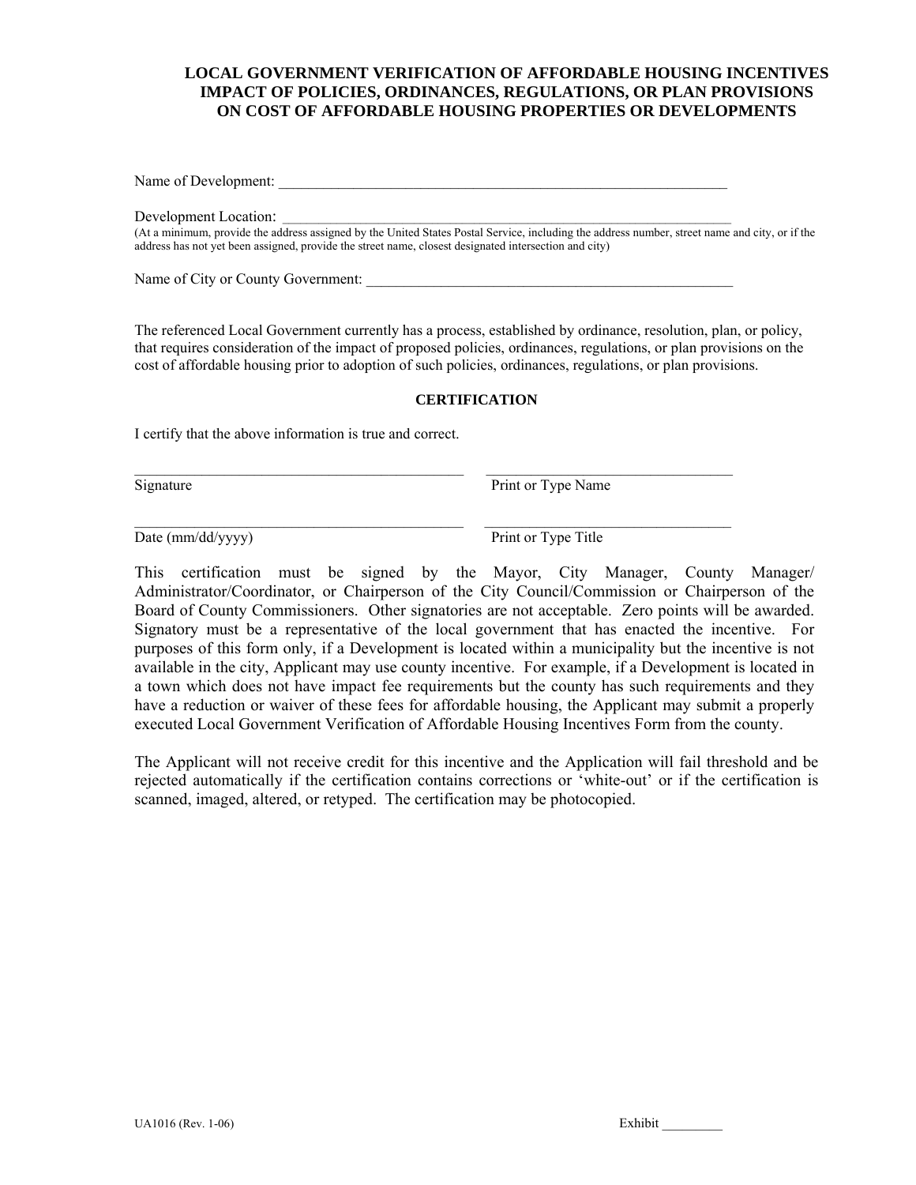# LOCAL GOVERNMENT VERIFICATION OF AFFORDABLE HOUSING INCENTIVES IMPACT OF POLICIES, ORDINANCES, REGULATIONS, OR PLAN PROVISIONS ON COST OF AFFORDABLE HOUSING PROPERTIES OR DEVELOPMENTS

Name of Development: ________________________________________________________________

Development Location: _______________________________________________________________
(At a minimum, provide the address assigned by the United States Postal Service, including the address number, street name and city, or if the address has not yet been assigned, provide the street name, closest designated intersection and city)

Name of City or County Government: ____________________________________________________

The referenced Local Government currently has a process, established by ordinance, resolution, plan, or policy, that requires consideration of the impact of proposed policies, ordinances, regulations, or plan provisions on the cost of affordable housing prior to adoption of such policies, ordinances, regulations, or plan provisions.

## CERTIFICATION

I certify that the above information is true and correct.

_____________________________________________ _________________________________
Signature Print or Type Name

_____________________________________________ _________________________________
Date (mm/dd/yyyy) Print or Type Title

This certification must be signed by the Mayor, City Manager, County Manager/ Administrator/Coordinator, or Chairperson of the City Council/Commission or Chairperson of the Board of County Commissioners. Other signatories are not acceptable. Zero points will be awarded. Signatory must be a representative of the local government that has enacted the incentive. For purposes of this form only, if a Development is located within a municipality but the incentive is not available in the city, Applicant may use county incentive. For example, if a Development is located in a town which does not have impact fee requirements but the county has such requirements and they have a reduction or waiver of these fees for affordable housing, the Applicant may submit a properly executed Local Government Verification of Affordable Housing Incentives Form from the county.

The Applicant will not receive credit for this incentive and the Application will fail threshold and be rejected automatically if the certification contains corrections or 'white-out' or if the certification is scanned, imaged, altered, or retyped. The certification may be photocopied.

UA1016 (Rev. 1-06) Exhibit _________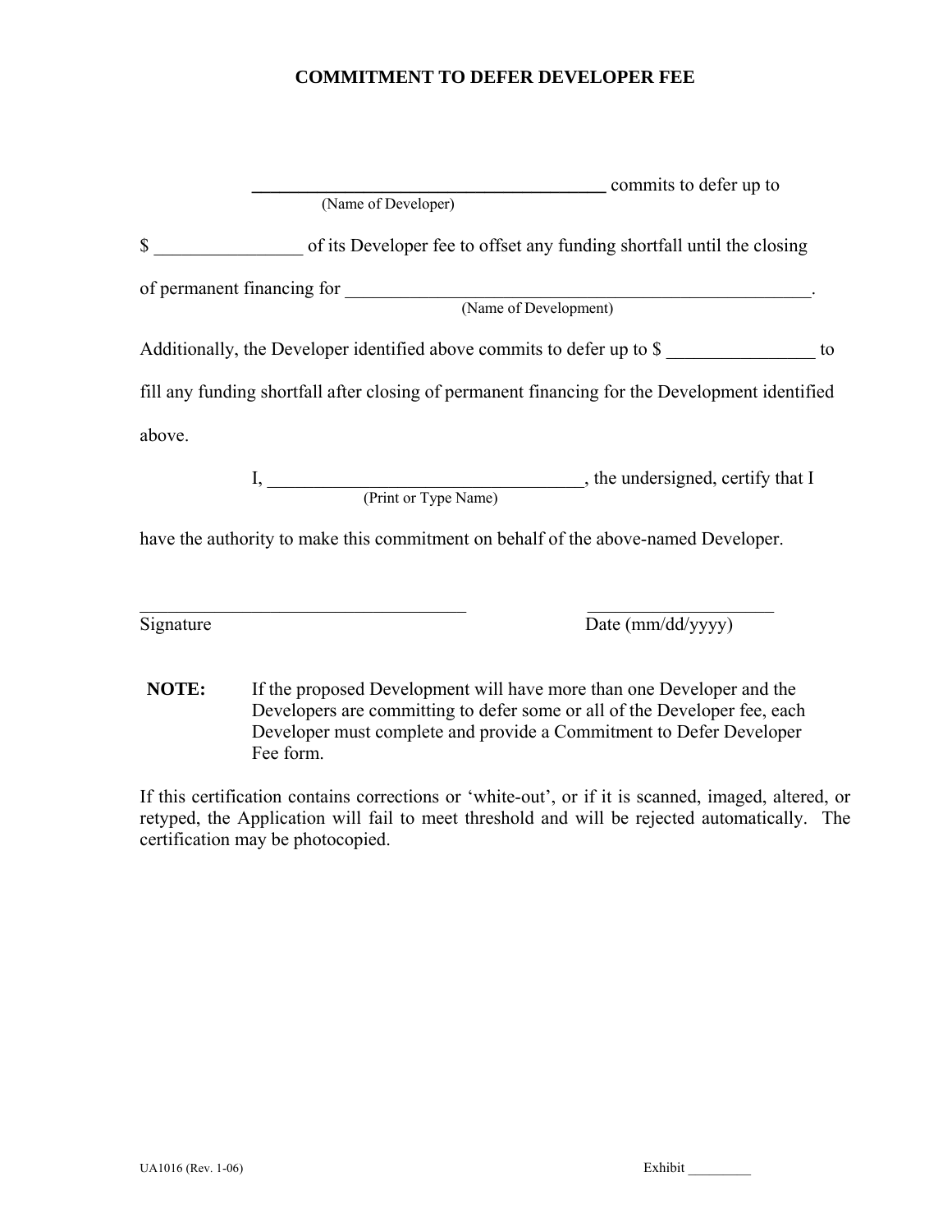# COMMITMENT TO DEFER DEVELOPER FEE

_______________________________________ commits to defer up to
(Name of Developer)

$ ________________ of its Developer fee to offset any funding shortfall until the closing of permanent financing for ____________________________________________________.
(Name of Development)

Additionally, the Developer identified above commits to defer up to $ ________________ to fill any funding shortfall after closing of permanent financing for the Development identified above.

I, __________________________________, the undersigned, certify that I
(Print or Type Name)

have the authority to make this commitment on behalf of the above-named Developer.

____________________________________ Signature

____________________ Date (mm/dd/yyyy)

**NOTE:** If the proposed Development will have more than one Developer and the Developers are committing to defer some or all of the Developer fee, each Developer must complete and provide a Commitment to Defer Developer Fee form.

If this certification contains corrections or 'white-out', or if it is scanned, imaged, altered, or retyped, the Application will fail to meet threshold and will be rejected automatically. The certification may be photocopied.

UA1016 (Rev. 1-06) Exhibit _________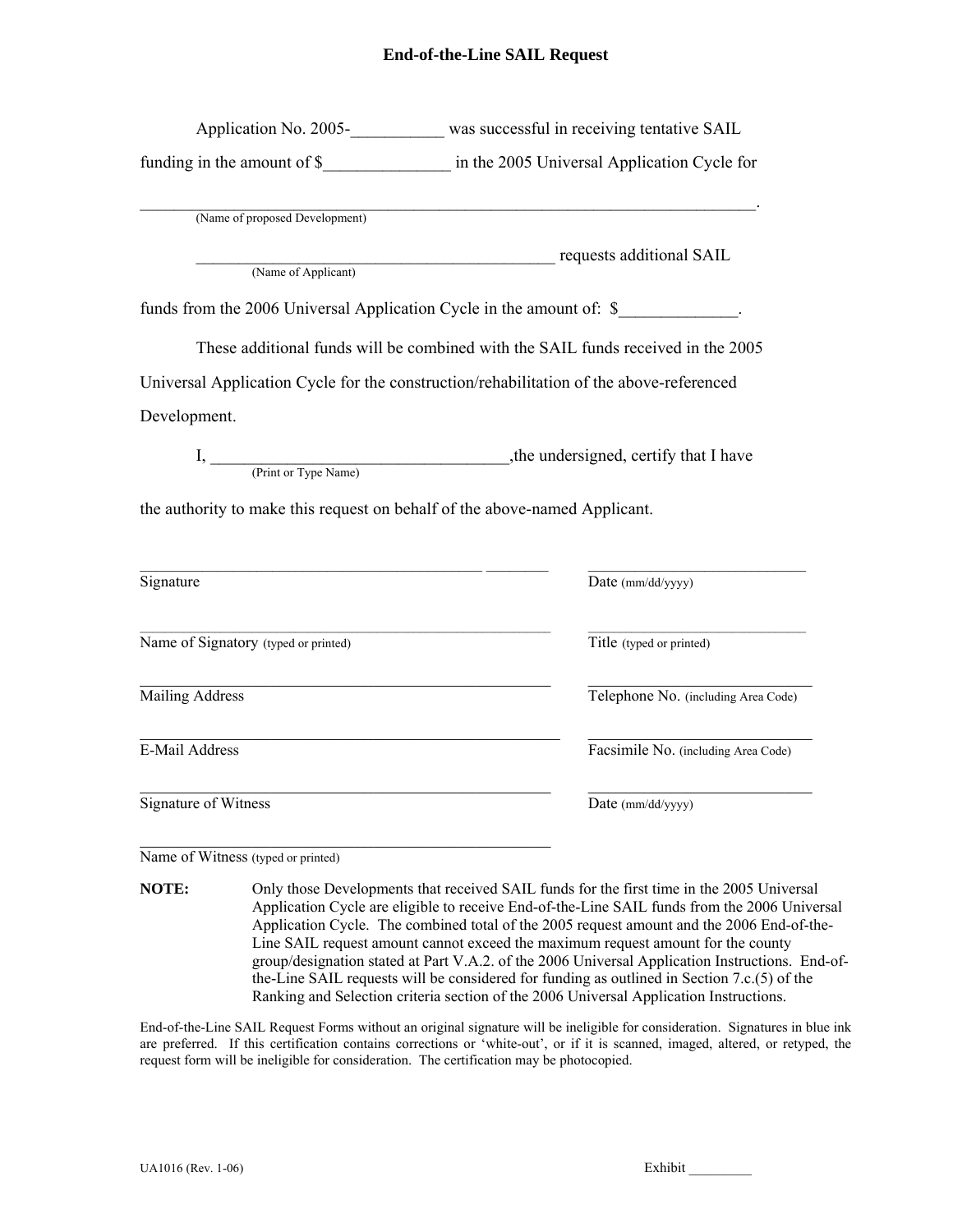# End-of-the-Line SAIL Request

Application No. 2005-___________ was successful in receiving tentative SAIL funding in the amount of $_______________ in the 2005 Universal Application Cycle for

___________________________________________________________________________.
(Name of proposed Development)

___________________________________________ requests additional SAIL
(Name of Applicant)

funds from the 2006 Universal Application Cycle in the amount of: $______________.

These additional funds will be combined with the SAIL funds received in the 2005 Universal Application Cycle for the construction/rehabilitation of the above-referenced Development.

I, ___________________________________,the undersigned, certify that I have
(Print or Type Name)

the authority to make this request on behalf of the above-named Applicant.

| | |
|---|---|
| ___________________________________________ Signature | ___________________________ Date (mm/dd/yyyy) |
| ___________________________________________ Name of Signatory (typed or printed) | ___________________________ Title (typed or printed) |
| ___________________________________________ Mailing Address | ___________________________ Telephone No. (including Area Code) |
| ___________________________________________ E-Mail Address | ___________________________ Facsimile No. (including Area Code) |
| ___________________________________________ Signature of Witness | ___________________________ Date (mm/dd/yyyy) |
| ___________________________________________ Name of Witness (typed or printed) | |

**NOTE:** Only those Developments that received SAIL funds for the first time in the 2005 Universal Application Cycle are eligible to receive End-of-the-Line SAIL funds from the 2006 Universal Application Cycle. The combined total of the 2005 request amount and the 2006 End-of-the-Line SAIL request amount cannot exceed the maximum request amount for the county group/designation stated at Part V.A.2. of the 2006 Universal Application Instructions. End-of-the-Line SAIL requests will be considered for funding as outlined in Section 7.c.(5) of the Ranking and Selection criteria section of the 2006 Universal Application Instructions.

End-of-the-Line SAIL Request Forms without an original signature will be ineligible for consideration. Signatures in blue ink are preferred. If this certification contains corrections or 'white-out', or if it is scanned, imaged, altered, or retyped, the request form will be ineligible for consideration. The certification may be photocopied.

UA1016 (Rev. 1-06) Exhibit _________